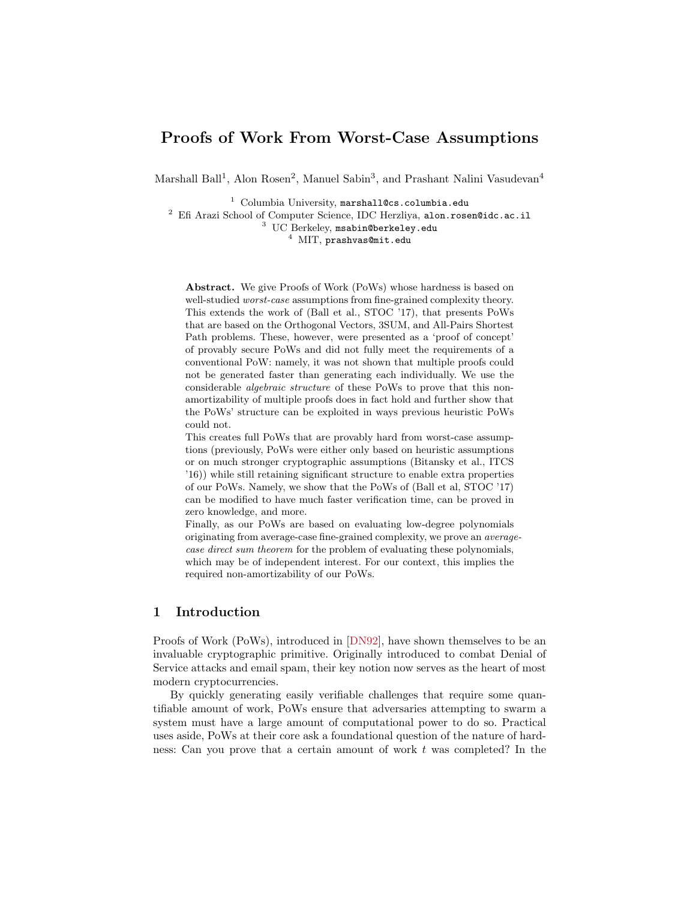# Proofs of Work From Worst-Case Assumptions

Marshall Ball[1], Alon Rosen[2], Manuel Sabin[3], and Prashant Nalini Vasudevan[4]

[1] Columbia University, marshall@cs.columbia.edu
[2] Efi Arazi School of Computer Science, IDC Herzliya, alon.rosen@idc.ac.il
[3] UC Berkeley, msabin@berkeley.edu
[4] MIT, prashvas@mit.edu

**Abstract.** We give Proofs of Work (PoWs) whose hardness is based on well-studied *worst-case* assumptions from fine-grained complexity theory. This extends the work of (Ball et al., STOC '17), that presents PoWs that are based on the Orthogonal Vectors, 3SUM, and All-Pairs Shortest Path problems. These, however, were presented as a 'proof of concept' of provably secure PoWs and did not fully meet the requirements of a conventional PoW: namely, it was not shown that multiple proofs could not be generated faster than generating each individually. We use the considerable *algebraic structure* of these PoWs to prove that this non-amortizability of multiple proofs does in fact hold and further show that the PoWs' structure can be exploited in ways previous heuristic PoWs could not.

This creates full PoWs that are provably hard from worst-case assumptions (previously, PoWs were either only based on heuristic assumptions or on much stronger cryptographic assumptions (Bitansky et al., ITCS '16)) while still retaining significant structure to enable extra properties of our PoWs. Namely, we show that the PoWs of (Ball et al, STOC '17) can be modified to have much faster verification time, can be proved in zero knowledge, and more.

Finally, as our PoWs are based on evaluating low-degree polynomials originating from average-case fine-grained complexity, we prove an *average-case direct sum theorem* for the problem of evaluating these polynomials, which may be of independent interest. For our context, this implies the required non-amortizability of our PoWs.

## 1 Introduction

Proofs of Work (PoWs), introduced in [DN92], have shown themselves to be an invaluable cryptographic primitive. Originally introduced to combat Denial of Service attacks and email spam, their key notion now serves as the heart of most modern cryptocurrencies.

By quickly generating easily verifiable challenges that require some quantifiable amount of work, PoWs ensure that adversaries attempting to swarm a system must have a large amount of computational power to do so. Practical uses aside, PoWs at their core ask a foundational question of the nature of hardness: Can you prove that a certain amount of work $t$ was completed? In the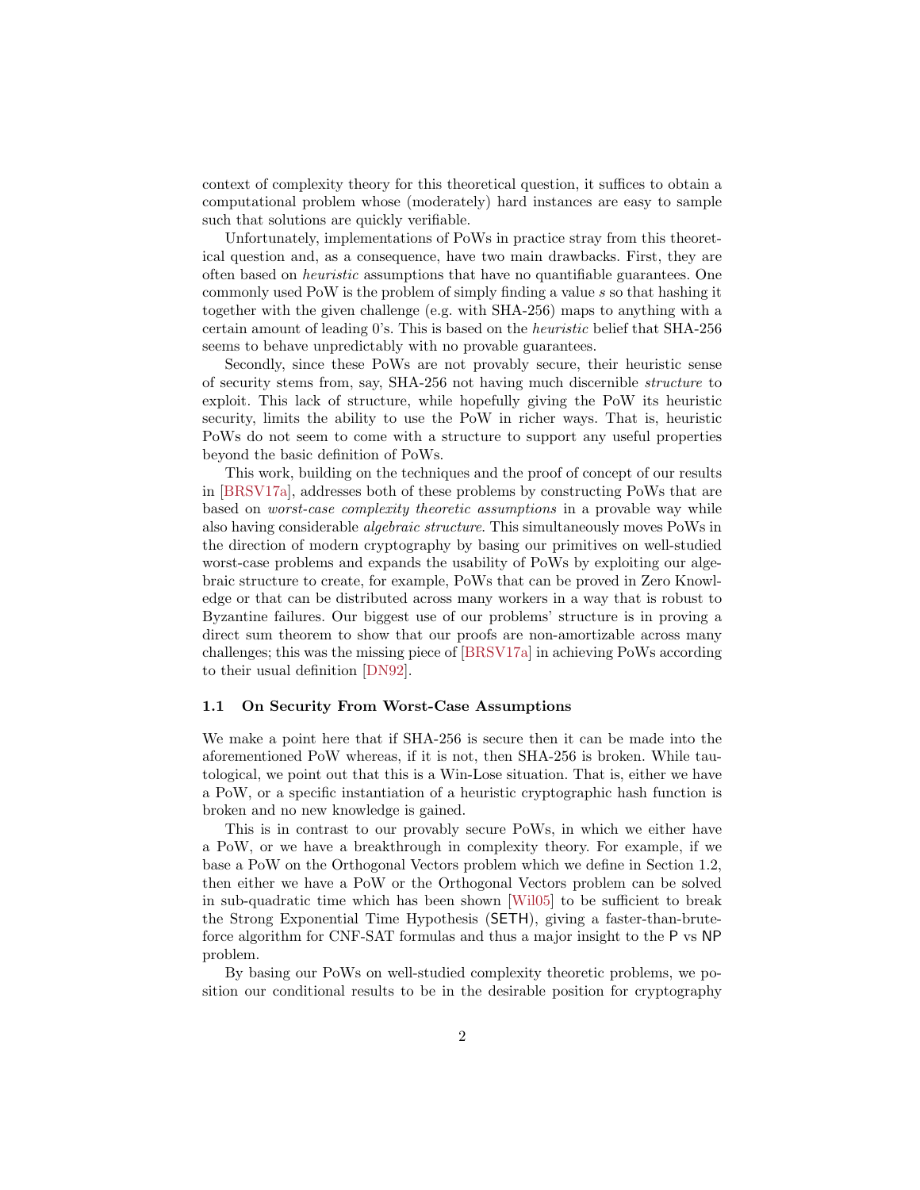context of complexity theory for this theoretical question, it suffices to obtain a computational problem whose (moderately) hard instances are easy to sample such that solutions are quickly verifiable.

Unfortunately, implementations of PoWs in practice stray from this theoretical question and, as a consequence, have two main drawbacks. First, they are often based on *heuristic* assumptions that have no quantifiable guarantees. One commonly used PoW is the problem of simply finding a value $s$ so that hashing it together with the given challenge (e.g. with SHA-256) maps to anything with a certain amount of leading 0's. This is based on the *heuristic* belief that SHA-256 seems to behave unpredictably with no provable guarantees.

Secondly, since these PoWs are not provably secure, their heuristic sense of security stems from, say, SHA-256 not having much discernible *structure* to exploit. This lack of structure, while hopefully giving the PoW its heuristic security, limits the ability to use the PoW in richer ways. That is, heuristic PoWs do not seem to come with a structure to support any useful properties beyond the basic definition of PoWs.

This work, building on the techniques and the proof of concept of our results in [BRSV17a], addresses both of these problems by constructing PoWs that are based on *worst-case complexity theoretic assumptions* in a provable way while also having considerable *algebraic structure*. This simultaneously moves PoWs in the direction of modern cryptography by basing our primitives on well-studied worst-case problems and expands the usability of PoWs by exploiting our algebraic structure to create, for example, PoWs that can be proved in Zero Knowledge or that can be distributed across many workers in a way that is robust to Byzantine failures. Our biggest use of our problems' structure is in proving a direct sum theorem to show that our proofs are non-amortizable across many challenges; this was the missing piece of [BRSV17a] in achieving PoWs according to their usual definition [DN92].

### 1.1 On Security From Worst-Case Assumptions

We make a point here that if SHA-256 is secure then it can be made into the aforementioned PoW whereas, if it is not, then SHA-256 is broken. While tautological, we point out that this is a Win-Lose situation. That is, either we have a PoW, or a specific instantiation of a heuristic cryptographic hash function is broken and no new knowledge is gained.

This is in contrast to our provably secure PoWs, in which we either have a PoW, or we have a breakthrough in complexity theory. For example, if we base a PoW on the Orthogonal Vectors problem which we define in Section 1.2, then either we have a PoW or the Orthogonal Vectors problem can be solved in sub-quadratic time which has been shown [Wil05] to be sufficient to break the Strong Exponential Time Hypothesis (SETH), giving a faster-than-brute-force algorithm for CNF-SAT formulas and thus a major insight to the P vs NP problem.

By basing our PoWs on well-studied complexity theoretic problems, we position our conditional results to be in the desirable position for cryptography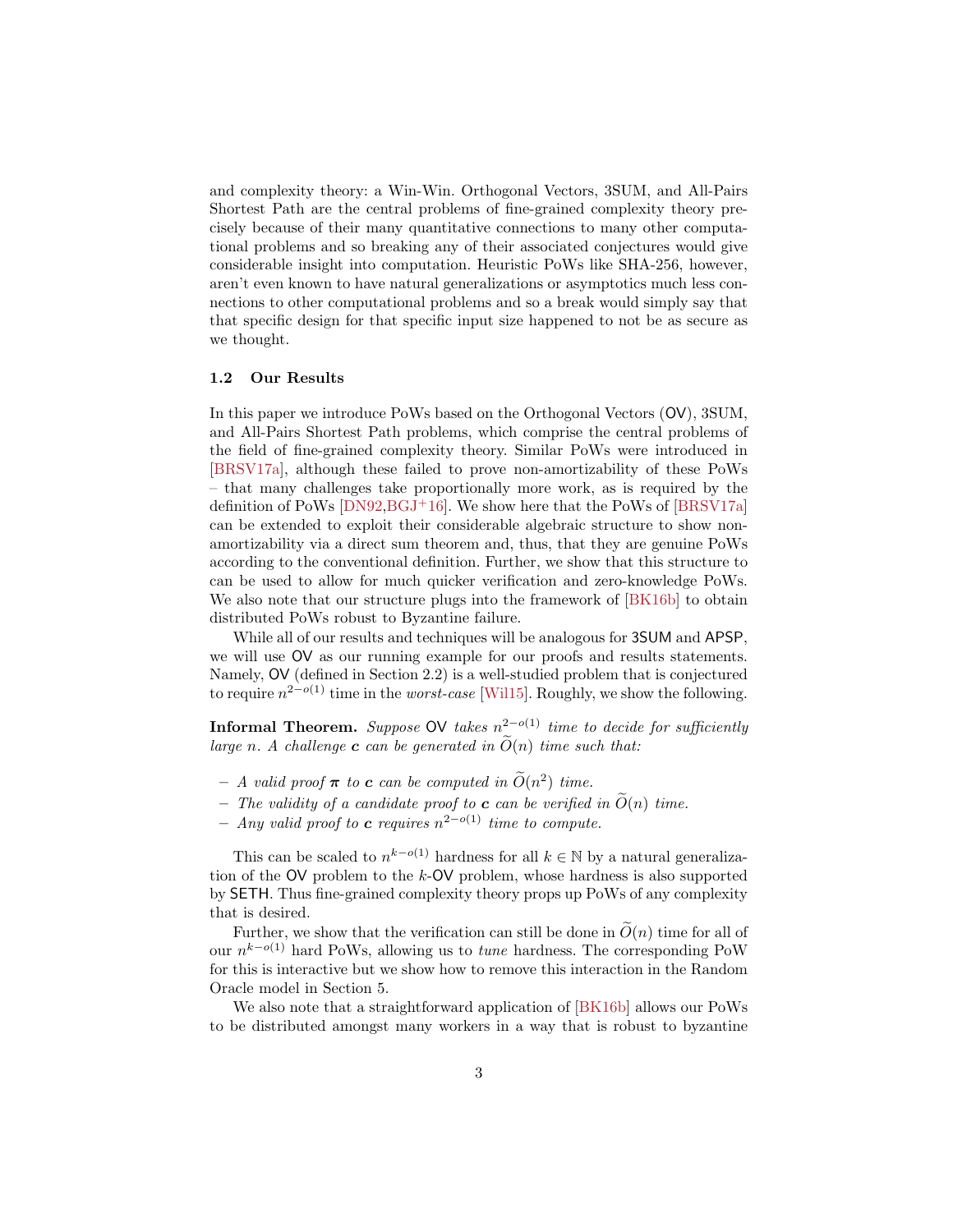and complexity theory: a Win-Win. Orthogonal Vectors, 3SUM, and All-Pairs Shortest Path are the central problems of fine-grained complexity theory precisely because of their many quantitative connections to many other computational problems and so breaking any of their associated conjectures would give considerable insight into computation. Heuristic PoWs like SHA-256, however, aren't even known to have natural generalizations or asymptotics much less connections to other computational problems and so a break would simply say that that specific design for that specific input size happened to not be as secure as we thought.

### 1.2 Our Results

In this paper we introduce PoWs based on the Orthogonal Vectors (OV), 3SUM, and All-Pairs Shortest Path problems, which comprise the central problems of the field of fine-grained complexity theory. Similar PoWs were introduced in [BRSV17a], although these failed to prove non-amortizability of these PoWs – that many challenges take proportionally more work, as is required by the definition of PoWs [DN92,BGJ+16]. We show here that the PoWs of [BRSV17a] can be extended to exploit their considerable algebraic structure to show non-amortizability via a direct sum theorem and, thus, that they are genuine PoWs according to the conventional definition. Further, we show that this structure to can be used to allow for much quicker verification and zero-knowledge PoWs. We also note that our structure plugs into the framework of [BK16b] to obtain distributed PoWs robust to Byzantine failure.

While all of our results and techniques will be analogous for 3SUM and APSP, we will use OV as our running example for our proofs and results statements. Namely, OV (defined in Section 2.2) is a well-studied problem that is conjectured to require $n^{2-o(1)}$ time in the *worst-case* [Wil15]. Roughly, we show the following.

**Informal Theorem.** *Suppose* OV *takes* $n^{2-o(1)}$ *time to decide for sufficiently large* $n$*. A challenge* $\boldsymbol{c}$ *can be generated in* $\widetilde{O}(n)$ *time such that:*

- *A valid proof* $\boldsymbol{\pi}$ *to* $\boldsymbol{c}$ *can be computed in* $\widetilde{O}(n^2)$ *time.*
- *The validity of a candidate proof to* $\boldsymbol{c}$ *can be verified in* $\widetilde{O}(n)$ *time.*
- *Any valid proof to* $\boldsymbol{c}$ *requires* $n^{2-o(1)}$ *time to compute.*

This can be scaled to $n^{k-o(1)}$ hardness for all $k \in \mathbb{N}$ by a natural generalization of the OV problem to the $k$-OV problem, whose hardness is also supported by SETH. Thus fine-grained complexity theory props up PoWs of any complexity that is desired.

Further, we show that the verification can still be done in $\widetilde{O}(n)$ time for all of our $n^{k-o(1)}$ hard PoWs, allowing us to *tune* hardness. The corresponding PoW for this is interactive but we show how to remove this interaction in the Random Oracle model in Section 5.

We also note that a straightforward application of [BK16b] allows our PoWs to be distributed amongst many workers in a way that is robust to byzantine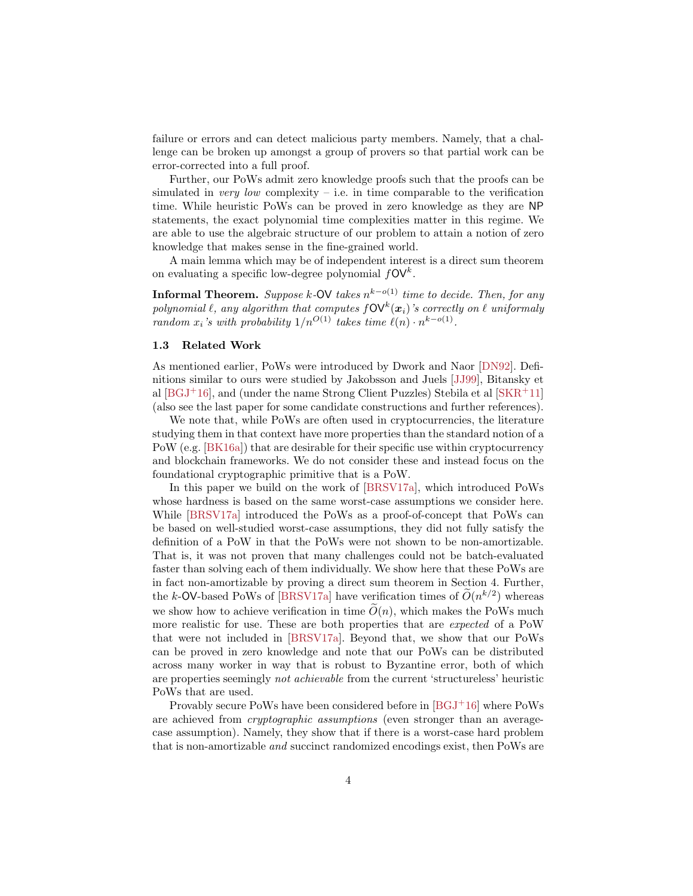failure or errors and can detect malicious party members. Namely, that a challenge can be broken up amongst a group of provers so that partial work can be error-corrected into a full proof.

Further, our PoWs admit zero knowledge proofs such that the proofs can be simulated in *very low* complexity – i.e. in time comparable to the verification time. While heuristic PoWs can be proved in zero knowledge as they are NP statements, the exact polynomial time complexities matter in this regime. We are able to use the algebraic structure of our problem to attain a notion of zero knowledge that makes sense in the fine-grained world.

A main lemma which may be of independent interest is a direct sum theorem on evaluating a specific low-degree polynomial $f\mathsf{OV}^k$.

**Informal Theorem.** *Suppose $k$-$\mathsf{OV}$ takes $n^{k-o(1)}$ time to decide. Then, for any polynomial $\ell$, any algorithm that computes $f\mathsf{OV}^k(\boldsymbol{x}_i)$'s correctly on $\ell$ uniformaly random $x_i$'s with probability $1/n^{O(1)}$ takes time $\ell(n) \cdot n^{k-o(1)}$.*

### 1.3 Related Work

As mentioned earlier, PoWs were introduced by Dwork and Naor [DN92]. Definitions similar to ours were studied by Jakobsson and Juels [JJ99], Bitansky et al [BGJ+16], and (under the name Strong Client Puzzles) Stebila et al [SKR+11] (also see the last paper for some candidate constructions and further references).

We note that, while PoWs are often used in cryptocurrencies, the literature studying them in that context have more properties than the standard notion of a PoW (e.g. [BK16a]) that are desirable for their specific use within cryptocurrency and blockchain frameworks. We do not consider these and instead focus on the foundational cryptographic primitive that is a PoW.

In this paper we build on the work of [BRSV17a], which introduced PoWs whose hardness is based on the same worst-case assumptions we consider here. While [BRSV17a] introduced the PoWs as a proof-of-concept that PoWs can be based on well-studied worst-case assumptions, they did not fully satisfy the definition of a PoW in that the PoWs were not shown to be non-amortizable. That is, it was not proven that many challenges could not be batch-evaluated faster than solving each of them individually. We show here that these PoWs are in fact non-amortizable by proving a direct sum theorem in Section 4. Further, the $k$-$\mathsf{OV}$-based PoWs of [BRSV17a] have verification times of $\widetilde{O}(n^{k/2})$ whereas we show how to achieve verification in time $\widetilde{O}(n)$, which makes the PoWs much more realistic for use. These are both properties that are *expected* of a PoW that were not included in [BRSV17a]. Beyond that, we show that our PoWs can be proved in zero knowledge and note that our PoWs can be distributed across many worker in way that is robust to Byzantine error, both of which are properties seemingly *not achievable* from the current 'structureless' heuristic PoWs that are used.

Provably secure PoWs have been considered before in [BGJ+16] where PoWs are achieved from *cryptographic assumptions* (even stronger than an average-case assumption). Namely, they show that if there is a worst-case hard problem that is non-amortizable *and* succinct randomized encodings exist, then PoWs are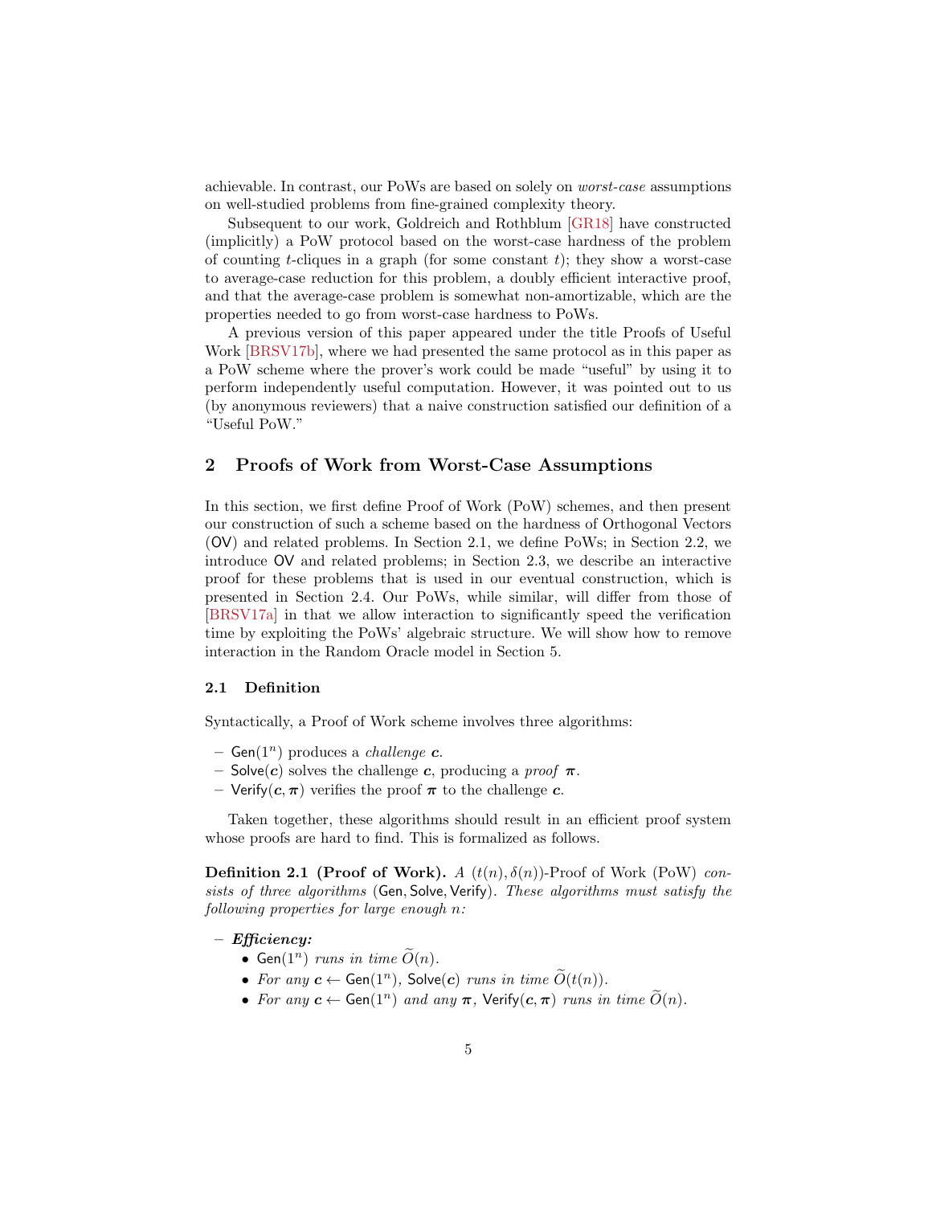achievable. In contrast, our PoWs are based on solely on *worst-case* assumptions on well-studied problems from fine-grained complexity theory.

Subsequent to our work, Goldreich and Rothblum [GR18] have constructed (implicitly) a PoW protocol based on the worst-case hardness of the problem of counting $t$-cliques in a graph (for some constant $t$); they show a worst-case to average-case reduction for this problem, a doubly efficient interactive proof, and that the average-case problem is somewhat non-amortizable, which are the properties needed to go from worst-case hardness to PoWs.

A previous version of this paper appeared under the title Proofs of Useful Work [BRSV17b], where we had presented the same protocol as in this paper as a PoW scheme where the prover's work could be made "useful" by using it to perform independently useful computation. However, it was pointed out to us (by anonymous reviewers) that a naive construction satisfied our definition of a "Useful PoW."

## 2 Proofs of Work from Worst-Case Assumptions

In this section, we first define Proof of Work (PoW) schemes, and then present our construction of such a scheme based on the hardness of Orthogonal Vectors (OV) and related problems. In Section 2.1, we define PoWs; in Section 2.2, we introduce OV and related problems; in Section 2.3, we describe an interactive proof for these problems that is used in our eventual construction, which is presented in Section 2.4. Our PoWs, while similar, will differ from those of [BRSV17a] in that we allow interaction to significantly speed the verification time by exploiting the PoWs' algebraic structure. We will show how to remove interaction in the Random Oracle model in Section 5.

### 2.1 Definition

Syntactically, a Proof of Work scheme involves three algorithms:

- $\mathsf{Gen}(1^n)$ produces a *challenge* $\boldsymbol{c}$.
- $\mathsf{Solve}(\boldsymbol{c})$ solves the challenge $\boldsymbol{c}$, producing a *proof* $\boldsymbol{\pi}$.
- $\mathsf{Verify}(\boldsymbol{c}, \boldsymbol{\pi})$ verifies the proof $\boldsymbol{\pi}$ to the challenge $\boldsymbol{c}$.

Taken together, these algorithms should result in an efficient proof system whose proofs are hard to find. This is formalized as follows.

**Definition 2.1 (Proof of Work).** *A $(t(n), \delta(n))$-Proof of Work (PoW) consists of three algorithms $(\mathsf{Gen}, \mathsf{Solve}, \mathsf{Verify})$. These algorithms must satisfy the following properties for large enough $n$:*

- ***Efficiency:***
  - $\mathsf{Gen}(1^n)$ *runs in time* $\widetilde{O}(n)$.
  - *For any* $\boldsymbol{c} \leftarrow \mathsf{Gen}(1^n)$, $\mathsf{Solve}(\boldsymbol{c})$ *runs in time* $\widetilde{O}(t(n))$.
  - *For any* $\boldsymbol{c} \leftarrow \mathsf{Gen}(1^n)$ *and any* $\boldsymbol{\pi}$, $\mathsf{Verify}(\boldsymbol{c}, \boldsymbol{\pi})$ *runs in time* $\widetilde{O}(n)$.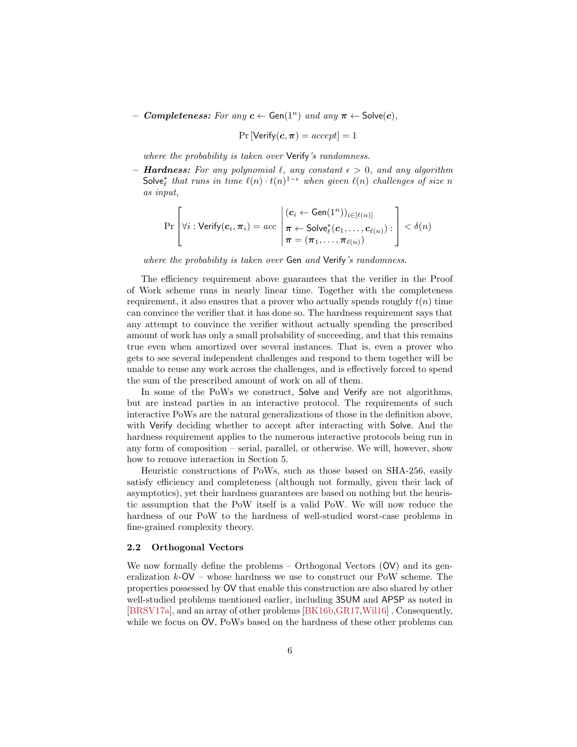– ***Completeness:*** *For any* $\boldsymbol{c} \leftarrow \mathsf{Gen}(1^n)$ *and any* $\boldsymbol{\pi} \leftarrow \mathsf{Solve}(\boldsymbol{c})$,

$$\Pr\left[\mathsf{Verify}(\boldsymbol{c}, \boldsymbol{\pi}) = accept\right] = 1$$

*where the probability is taken over* Verify*'s randomness.*

– ***Hardness:*** *For any polynomial* $\ell$*, any constant* $\epsilon > 0$*, and any algorithm* $\mathsf{Solve}^*_\ell$ *that runs in time* $\ell(n) \cdot t(n)^{1-\epsilon}$ *when given* $\ell(n)$ *challenges of size* $n$ *as input,*

$$\Pr\left[\forall i : \mathsf{Verify}(\boldsymbol{c}_i, \boldsymbol{\pi}_i) = acc \;\middle|\; \begin{array}{l} (\boldsymbol{c}_i \leftarrow \mathsf{Gen}(1^n))_{i \in [\ell(n)]} \\ \boldsymbol{\pi} \leftarrow \mathsf{Solve}^*_\ell(\boldsymbol{c}_1, \ldots, \boldsymbol{c}_{\ell(n)}) : \\ \boldsymbol{\pi} = (\boldsymbol{\pi}_1, \ldots, \boldsymbol{\pi}_{\ell(n)}) \end{array}\right] < \delta(n)$$

*where the probability is taken over* Gen *and* Verify*'s randomness.*

The efficiency requirement above guarantees that the verifier in the Proof of Work scheme runs in nearly linear time. Together with the completeness requirement, it also ensures that a prover who actually spends roughly $t(n)$ time can convince the verifier that it has done so. The hardness requirement says that any attempt to convince the verifier without actually spending the prescribed amount of work has only a small probability of succeeding, and that this remains true even when amortized over several instances. That is, even a prover who gets to see several independent challenges and respond to them together will be unable to reuse any work across the challenges, and is effectively forced to spend the sum of the prescribed amount of work on all of them.

In some of the PoWs we construct, Solve and Verify are not algorithms, but are instead parties in an interactive protocol. The requirements of such interactive PoWs are the natural generalizations of those in the definition above, with Verify deciding whether to accept after interacting with Solve. And the hardness requirement applies to the numerous interactive protocols being run in any form of composition – serial, parallel, or otherwise. We will, however, show how to remove interaction in Section 5.

Heuristic constructions of PoWs, such as those based on SHA-256, easily satisfy efficiency and completeness (although not formally, given their lack of asymptotics), yet their hardness guarantees are based on nothing but the heuristic assumption that the PoW itself is a valid PoW. We will now reduce the hardness of our PoW to the hardness of well-studied worst-case problems in fine-grained complexity theory.

### 2.2 Orthogonal Vectors

We now formally define the problems – Orthogonal Vectors (OV) and its generalization $k$-OV – whose hardness we use to construct our PoW scheme. The properties possessed by OV that enable this construction are also shared by other well-studied problems mentioned earlier, including 3SUM and APSP as noted in [BRSV17a], and an array of other problems [BK16b,GR17,Wil16] . Consequently, while we focus on OV, PoWs based on the hardness of these other problems can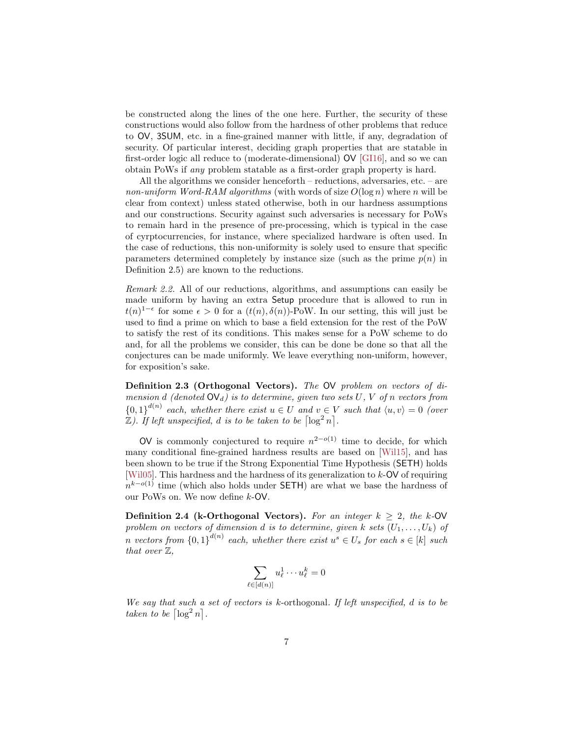be constructed along the lines of the one here. Further, the security of these constructions would also follow from the hardness of other problems that reduce to OV, 3SUM, etc. in a fine-grained manner with little, if any, degradation of security. Of particular interest, deciding graph properties that are statable in first-order logic all reduce to (moderate-dimensional) OV [GI16], and so we can obtain PoWs if *any* problem statable as a first-order graph property is hard.

All the algorithms we consider henceforth – reductions, adversaries, etc. – are *non-uniform Word-RAM algorithms* (with words of size $O(\log n)$ where $n$ will be clear from context) unless stated otherwise, both in our hardness assumptions and our constructions. Security against such adversaries is necessary for PoWs to remain hard in the presence of pre-processing, which is typical in the case of cyrptocurrencies, for instance, where specialized hardware is often used. In the case of reductions, this non-uniformity is solely used to ensure that specific parameters determined completely by instance size (such as the prime $p(n)$ in Definition 2.5) are known to the reductions.

*Remark 2.2.* All of our reductions, algorithms, and assumptions can easily be made uniform by having an extra Setup procedure that is allowed to run in $t(n)^{1-\epsilon}$ for some $\epsilon > 0$ for a $(t(n), \delta(n))$-PoW. In our setting, this will just be used to find a prime on which to base a field extension for the rest of the PoW to satisfy the rest of its conditions. This makes sense for a PoW scheme to do and, for all the problems we consider, this can be done be done so that all the conjectures can be made uniformly. We leave everything non-uniform, however, for exposition's sake.

**Definition 2.3 (Orthogonal Vectors).** *The* OV *problem on vectors of dimension $d$ (denoted $\mathsf{OV}_d$) is to determine, given two sets $U$, $V$ of $n$ vectors from $\{0,1\}^{d(n)}$ each, whether there exist $u \in U$ and $v \in V$ such that $\langle u, v\rangle = 0$ (over $\mathbb{Z}$). If left unspecified, $d$ is to be taken to be $\lceil \log^2 n \rceil$.*

OV is commonly conjectured to require $n^{2-o(1)}$ time to decide, for which many conditional fine-grained hardness results are based on [Wil15], and has been shown to be true if the Strong Exponential Time Hypothesis (SETH) holds [Wil05]. This hardness and the hardness of its generalization to $k$-OV of requiring $n^{k-o(1)}$ time (which also holds under SETH) are what we base the hardness of our PoWs on. We now define $k$-OV.

**Definition 2.4 (k-Orthogonal Vectors).** *For an integer $k \geq 2$, the $k$-OV problem on vectors of dimension $d$ is to determine, given $k$ sets $(U_1, \ldots, U_k)$ of $n$ vectors from $\{0,1\}^{d(n)}$ each, whether there exist $u^s \in U_s$ for each $s \in [k]$ such that over $\mathbb{Z}$,*

$$\sum_{\ell \in [d(n)]} u^1_\ell \cdots u^k_\ell = 0$$

*We say that such a set of vectors is $k$-*orthogonal*. If left unspecified, $d$ is to be taken to be $\lceil \log^2 n \rceil$.*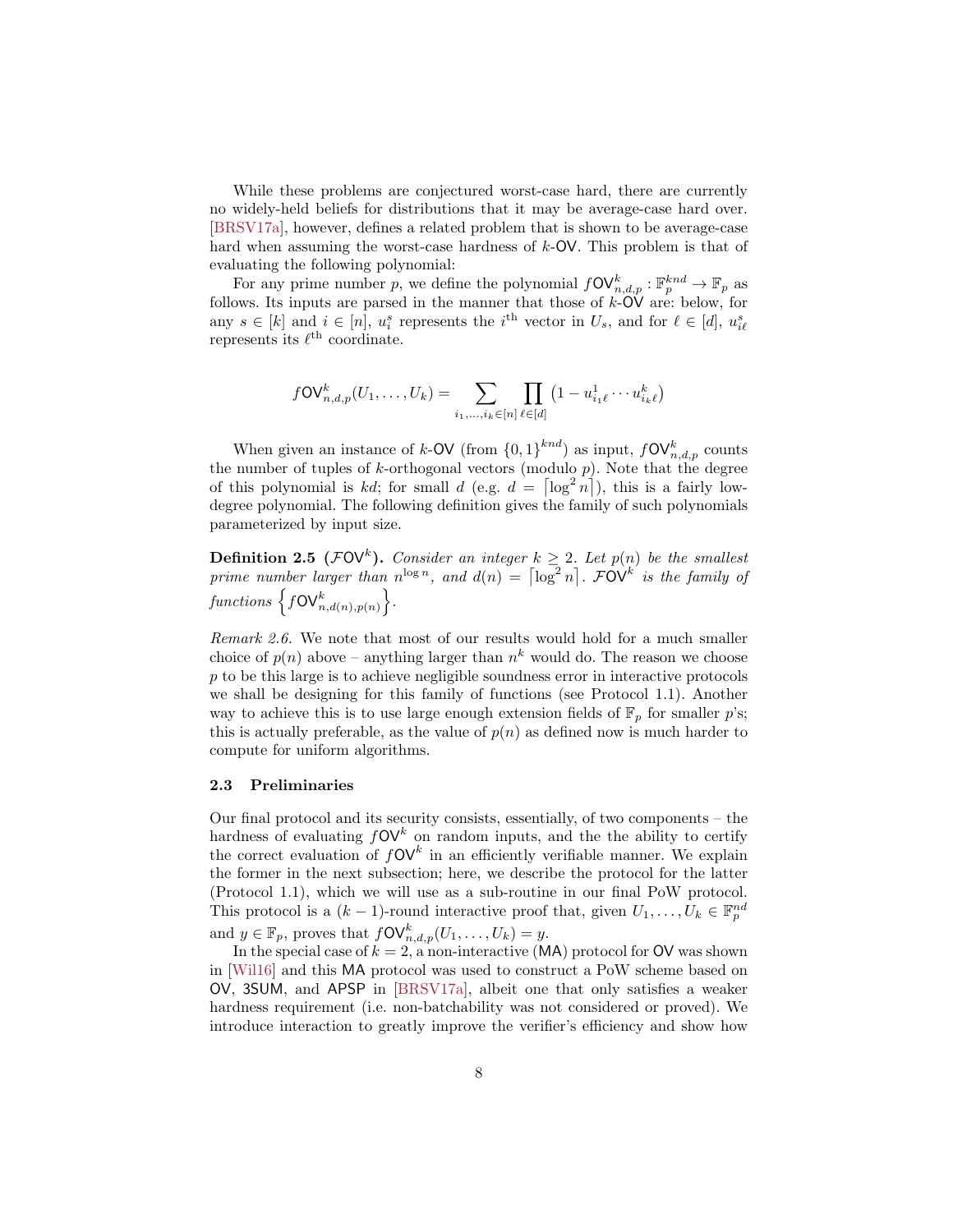While these problems are conjectured worst-case hard, there are currently no widely-held beliefs for distributions that it may be average-case hard over. [BRSV17a], however, defines a related problem that is shown to be average-case hard when assuming the worst-case hardness of $k$-$\mathsf{OV}$. This problem is that of evaluating the following polynomial:

For any prime number $p$, we define the polynomial $f\mathsf{OV}^k_{n,d,p} : \mathbb{F}_p^{knd} \to \mathbb{F}_p$ as follows. Its inputs are parsed in the manner that those of $k$-$\mathsf{OV}$ are: below, for any $s \in [k]$ and $i \in [n]$, $u_i^s$ represents the $i^{\text{th}}$ vector in $U_s$, and for $\ell \in [d]$, $u_{i\ell}^s$ represents its $\ell^{\text{th}}$ coordinate.

$$f\mathsf{OV}^k_{n,d,p}(U_1, \dots, U_k) = \sum_{i_1,\dots,i_k \in [n]} \prod_{\ell \in [d]} \left(1 - u^1_{i_1\ell} \cdots u^k_{i_k\ell}\right)$$

When given an instance of $k$-$\mathsf{OV}$ (from $\{0,1\}^{knd}$) as input, $f\mathsf{OV}^k_{n,d,p}$ counts the number of tuples of $k$-orthogonal vectors (modulo $p$). Note that the degree of this polynomial is $kd$; for small $d$ (e.g. $d = \lceil \log^2 n \rceil$), this is a fairly low-degree polynomial. The following definition gives the family of such polynomials parameterized by input size.

**Definition 2.5** ($\mathcal{F}\mathsf{OV}^k$)**.** *Consider an integer $k \geq 2$. Let $p(n)$ be the smallest prime number larger than $n^{\log n}$, and $d(n) = \lceil \log^2 n \rceil$. $\mathcal{F}\mathsf{OV}^k$ is the family of functions $\left\{ f\mathsf{OV}^k_{n,d(n),p(n)} \right\}$.*

*Remark 2.6.* We note that most of our results would hold for a much smaller choice of $p(n)$ above – anything larger than $n^k$ would do. The reason we choose $p$ to be this large is to achieve negligible soundness error in interactive protocols we shall be designing for this family of functions (see Protocol 1.1). Another way to achieve this is to use large enough extension fields of $\mathbb{F}_p$ for smaller $p$'s; this is actually preferable, as the value of $p(n)$ as defined now is much harder to compute for uniform algorithms.

### 2.3 Preliminaries

Our final protocol and its security consists, essentially, of two components – the hardness of evaluating $f\mathsf{OV}^k$ on random inputs, and the the ability to certify the correct evaluation of $f\mathsf{OV}^k$ in an efficiently verifiable manner. We explain the former in the next subsection; here, we describe the protocol for the latter (Protocol 1.1), which we will use as a sub-routine in our final PoW protocol. This protocol is a $(k-1)$-round interactive proof that, given $U_1, \dots, U_k \in \mathbb{F}_p^{nd}$ and $y \in \mathbb{F}_p$, proves that $f\mathsf{OV}^k_{n,d,p}(U_1, \dots, U_k) = y$.

In the special case of $k = 2$, a non-interactive ($\mathsf{MA}$) protocol for $\mathsf{OV}$ was shown in [Wil16] and this $\mathsf{MA}$ protocol was used to construct a PoW scheme based on $\mathsf{OV}$, $\mathsf{3SUM}$, and $\mathsf{APSP}$ in [BRSV17a], albeit one that only satisfies a weaker hardness requirement (i.e. non-batchability was not considered or proved). We introduce interaction to greatly improve the verifier's efficiency and show how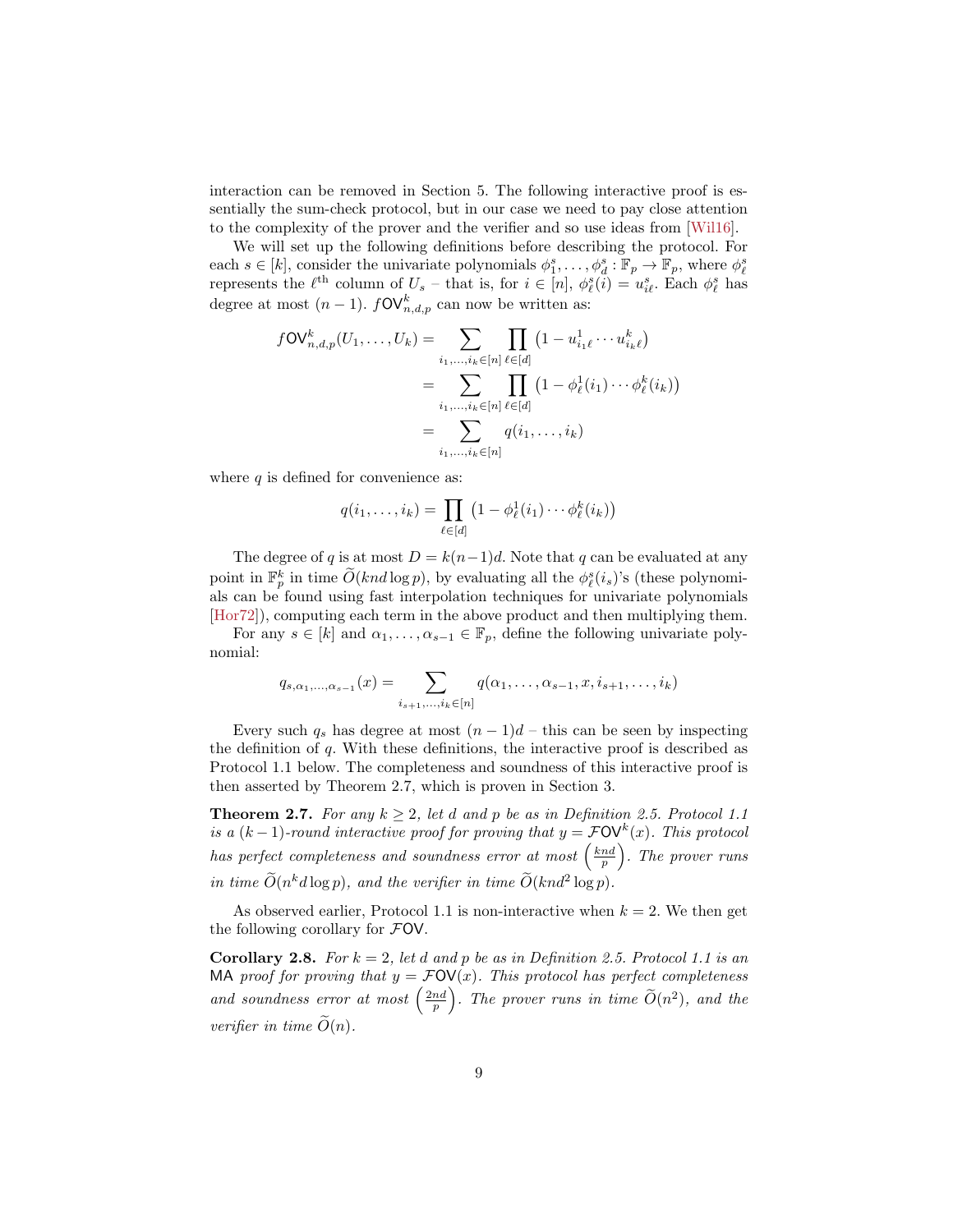interaction can be removed in Section 5. The following interactive proof is essentially the sum-check protocol, but in our case we need to pay close attention to the complexity of the prover and the verifier and so use ideas from [Wil16].

We will set up the following definitions before describing the protocol. For each $s \in [k]$, consider the univariate polynomials $\phi_1^s, \ldots, \phi_d^s : \mathbb{F}_p \to \mathbb{F}_p$, where $\phi_\ell^s$ represents the $\ell^{\text{th}}$ column of $U_s$ – that is, for $i \in [n]$, $\phi_\ell^s(i) = u_{i\ell}^s$. Each $\phi_\ell^s$ has degree at most $(n-1)$. $f\mathsf{OV}_{n,d,p}^k$ can now be written as:

$$
\begin{aligned}
f\mathsf{OV}_{n,d,p}^k(U_1, \ldots, U_k) &= \sum_{i_1,\ldots,i_k \in [n]} \prod_{\ell \in [d]} \left(1 - u_{i_1\ell}^1 \cdots u_{i_k\ell}^k\right) \\
&= \sum_{i_1,\ldots,i_k \in [n]} \prod_{\ell \in [d]} \left(1 - \phi_\ell^1(i_1) \cdots \phi_\ell^k(i_k)\right) \\
&= \sum_{i_1,\ldots,i_k \in [n]} q(i_1, \ldots, i_k)
\end{aligned}
$$

where $q$ is defined for convenience as:

$$
q(i_1, \ldots, i_k) = \prod_{\ell \in [d]} \left(1 - \phi_\ell^1(i_1) \cdots \phi_\ell^k(i_k)\right)
$$

The degree of $q$ is at most $D = k(n-1)d$. Note that $q$ can be evaluated at any point in $\mathbb{F}_p^k$ in time $\widetilde{O}(knd \log p)$, by evaluating all the $\phi_\ell^s(i_s)$'s (these polynomials can be found using fast interpolation techniques for univariate polynomials [Hor72]), computing each term in the above product and then multiplying them.

For any $s \in [k]$ and $\alpha_1, \ldots, \alpha_{s-1} \in \mathbb{F}_p$, define the following univariate polynomial:

$$
q_{s,\alpha_1,\ldots,\alpha_{s-1}}(x) = \sum_{i_{s+1},\ldots,i_k \in [n]} q(\alpha_1, \ldots, \alpha_{s-1}, x, i_{s+1}, \ldots, i_k)
$$

Every such $q_s$ has degree at most $(n-1)d$ – this can be seen by inspecting the definition of $q$. With these definitions, the interactive proof is described as Protocol 1.1 below. The completeness and soundness of this interactive proof is then asserted by Theorem 2.7, which is proven in Section 3.

**Theorem 2.7.** *For any $k \geq 2$, let $d$ and $p$ be as in Definition 2.5. Protocol 1.1 is a $(k-1)$-round interactive proof for proving that $y = \mathcal{F}\mathsf{OV}^k(x)$. This protocol has perfect completeness and soundness error at most $\left(\frac{knd}{p}\right)$. The prover runs in time $\widetilde{O}(n^k d \log p)$, and the verifier in time $\widetilde{O}(knd^2 \log p)$.*

As observed earlier, Protocol 1.1 is non-interactive when $k = 2$. We then get the following corollary for $\mathcal{F}\mathsf{OV}$.

**Corollary 2.8.** *For $k = 2$, let $d$ and $p$ be as in Definition 2.5. Protocol 1.1 is an* $\mathsf{MA}$ *proof for proving that $y = \mathcal{F}\mathsf{OV}(x)$. This protocol has perfect completeness and soundness error at most $\left(\frac{2nd}{p}\right)$. The prover runs in time $\widetilde{O}(n^2)$, and the verifier in time $\widetilde{O}(n)$.*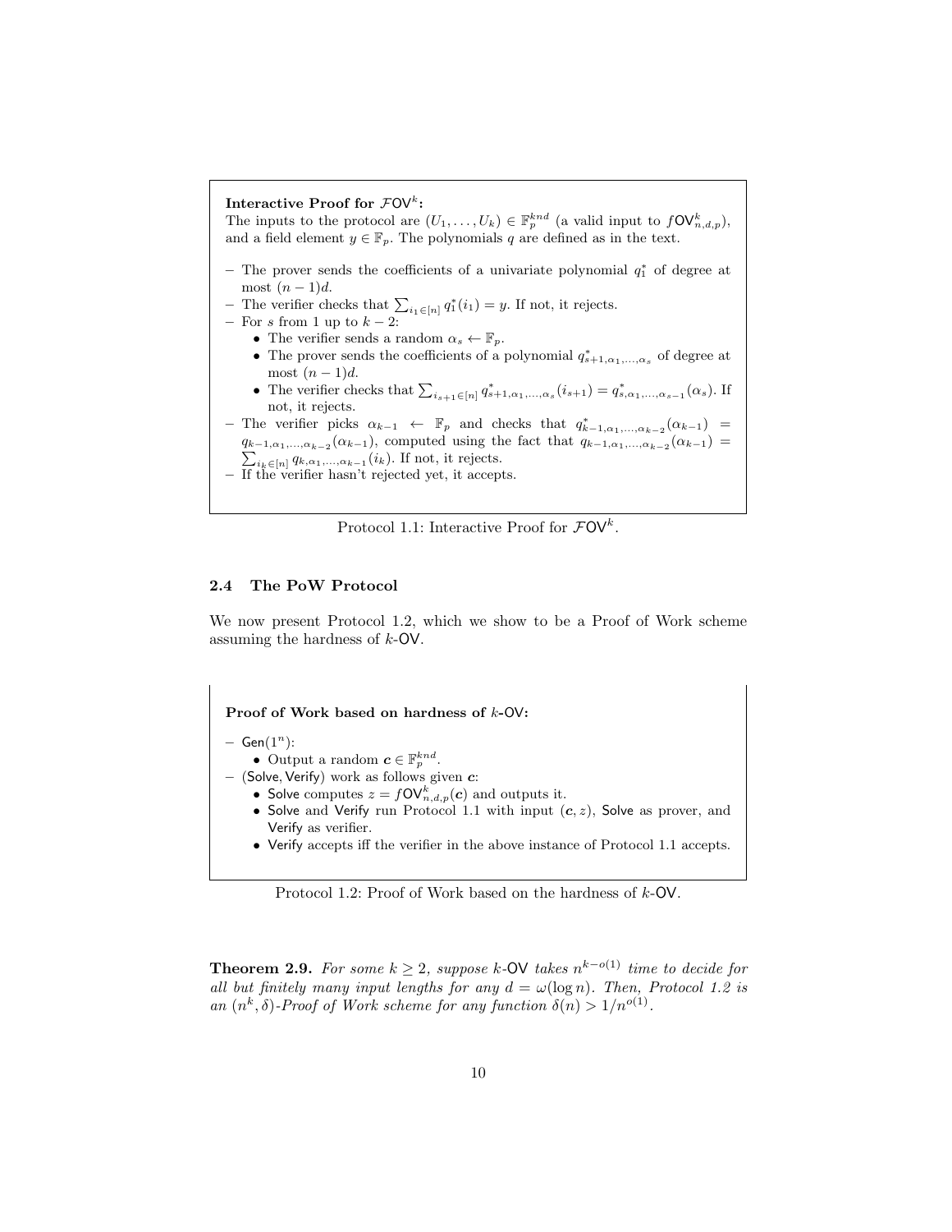**Interactive Proof for $\mathcal{F}\mathsf{OV}^k$:**

The inputs to the protocol are $(U_1, \ldots, U_k) \in \mathbb{F}_p^{knd}$ (a valid input to $f\mathsf{OV}^k_{n,d,p}$), and a field element $y \in \mathbb{F}_p$. The polynomials $q$ are defined as in the text.

- The prover sends the coefficients of a univariate polynomial $q_1^*$ of degree at most $(n-1)d$.
- The verifier checks that $\sum_{i_1 \in [n]} q_1^*(i_1) = y$. If not, it rejects.
- For $s$ from 1 up to $k-2$:
  - The verifier sends a random $\alpha_s \leftarrow \mathbb{F}_p$.
  - The prover sends the coefficients of a polynomial $q^*_{s+1,\alpha_1,\ldots,\alpha_s}$ of degree at most $(n-1)d$.
  - The verifier checks that $\sum_{i_{s+1} \in [n]} q^*_{s+1,\alpha_1,\ldots,\alpha_s}(i_{s+1}) = q^*_{s,\alpha_1,\ldots,\alpha_{s-1}}(\alpha_s)$. If not, it rejects.
- The verifier picks $\alpha_{k-1} \leftarrow \mathbb{F}_p$ and checks that $q^*_{k-1,\alpha_1,\ldots,\alpha_{k-2}}(\alpha_{k-1}) = q_{k-1,\alpha_1,\ldots,\alpha_{k-2}}(\alpha_{k-1})$, computed using the fact that $q_{k-1,\alpha_1,\ldots,\alpha_{k-2}}(\alpha_{k-1}) = \sum_{i_k \in [n]} q_{k,\alpha_1,\ldots,\alpha_{k-1}}(i_k)$. If not, it rejects.
- If the verifier hasn't rejected yet, it accepts.

Protocol 1.1: Interactive Proof for $\mathcal{F}\mathsf{OV}^k$.

### 2.4 The PoW Protocol

We now present Protocol 1.2, which we show to be a Proof of Work scheme assuming the hardness of $k$-$\mathsf{OV}$.

**Proof of Work based on hardness of $k$-OV:**

- $\mathsf{Gen}(1^n)$:
  - Output a random $\boldsymbol{c} \in \mathbb{F}_p^{knd}$.
- $(\mathsf{Solve}, \mathsf{Verify})$ work as follows given $\boldsymbol{c}$:
  - $\mathsf{Solve}$ computes $z = f\mathsf{OV}^k_{n,d,p}(\boldsymbol{c})$ and outputs it.
  - $\mathsf{Solve}$ and $\mathsf{Verify}$ run Protocol 1.1 with input $(\boldsymbol{c}, z)$, $\mathsf{Solve}$ as prover, and $\mathsf{Verify}$ as verifier.
  - $\mathsf{Verify}$ accepts iff the verifier in the above instance of Protocol 1.1 accepts.

Protocol 1.2: Proof of Work based on the hardness of $k$-$\mathsf{OV}$.

**Theorem 2.9.** *For some $k \geq 2$, suppose $k$-$\mathsf{OV}$ takes $n^{k-o(1)}$ time to decide for all but finitely many input lengths for any $d = \omega(\log n)$. Then, Protocol 1.2 is an $(n^k, \delta)$-Proof of Work scheme for any function $\delta(n) > 1/n^{o(1)}$.*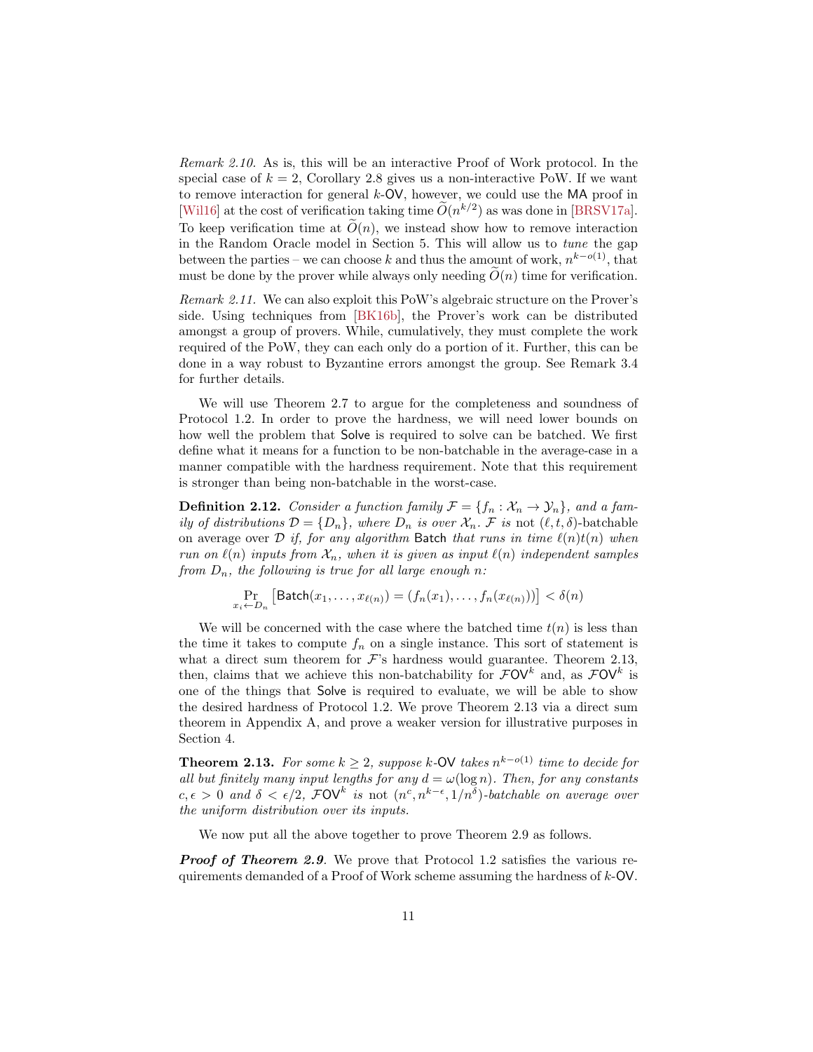*Remark 2.10.* As is, this will be an interactive Proof of Work protocol. In the special case of $k = 2$, Corollary 2.8 gives us a non-interactive PoW. If we want to remove interaction for general $k$-$\mathsf{OV}$, however, we could use the $\mathsf{MA}$ proof in [Wil16] at the cost of verification taking time $\widetilde{O}(n^{k/2})$ as was done in [BRSV17a]. To keep verification time at $\widetilde{O}(n)$, we instead show how to remove interaction in the Random Oracle model in Section 5. This will allow us to *tune* the gap between the parties – we can choose $k$ and thus the amount of work, $n^{k-o(1)}$, that must be done by the prover while always only needing $\widetilde{O}(n)$ time for verification.

*Remark 2.11.* We can also exploit this PoW's algebraic structure on the Prover's side. Using techniques from [BK16b], the Prover's work can be distributed amongst a group of provers. While, cumulatively, they must complete the work required of the PoW, they can each only do a portion of it. Further, this can be done in a way robust to Byzantine errors amongst the group. See Remark 3.4 for further details.

We will use Theorem 2.7 to argue for the completeness and soundness of Protocol 1.2. In order to prove the hardness, we will need lower bounds on how well the problem that $\mathsf{Solve}$ is required to solve can be batched. We first define what it means for a function to be non-batchable in the average-case in a manner compatible with the hardness requirement. Note that this requirement is stronger than being non-batchable in the worst-case.

**Definition 2.12.** *Consider a function family $\mathcal{F} = \{f_n : \mathcal{X}_n \to \mathcal{Y}_n\}$, and a family of distributions $\mathcal{D} = \{D_n\}$, where $D_n$ is over $\mathcal{X}_n$. $\mathcal{F}$ is* not *$(\ell, t, \delta)$-batchable on average over $\mathcal{D}$ if, for any algorithm $\mathsf{Batch}$ that runs in time $\ell(n)t(n)$ when run on $\ell(n)$ inputs from $\mathcal{X}_n$, when it is given as input $\ell(n)$ independent samples from $D_n$, the following is true for all large enough $n$:*

$$\Pr_{x_i \leftarrow D_n}\left[\mathsf{Batch}(x_1, \ldots, x_{\ell(n)}) = (f_n(x_1), \ldots, f_n(x_{\ell(n)}))\right] < \delta(n)$$

We will be concerned with the case where the batched time $t(n)$ is less than the time it takes to compute $f_n$ on a single instance. This sort of statement is what a direct sum theorem for $\mathcal{F}$'s hardness would guarantee. Theorem 2.13, then, claims that we achieve this non-batchability for $\mathcal{F}\mathsf{OV}^k$ and, as $\mathcal{F}\mathsf{OV}^k$ is one of the things that $\mathsf{Solve}$ is required to evaluate, we will be able to show the desired hardness of Protocol 1.2. We prove Theorem 2.13 via a direct sum theorem in Appendix A, and prove a weaker version for illustrative purposes in Section 4.

**Theorem 2.13.** *For some $k \geq 2$, suppose $k$-$\mathsf{OV}$ takes $n^{k-o(1)}$ time to decide for all but finitely many input lengths for any $d = \omega(\log n)$. Then, for any constants $c, \epsilon > 0$ and $\delta < \epsilon/2$, $\mathcal{F}\mathsf{OV}^k$ is not $(n^c, n^{k-\epsilon}, 1/n^\delta)$-batchable on average over the uniform distribution over its inputs.*

We now put all the above together to prove Theorem 2.9 as follows.

***Proof of Theorem 2.9.*** We prove that Protocol 1.2 satisfies the various requirements demanded of a Proof of Work scheme assuming the hardness of $k$-$\mathsf{OV}$.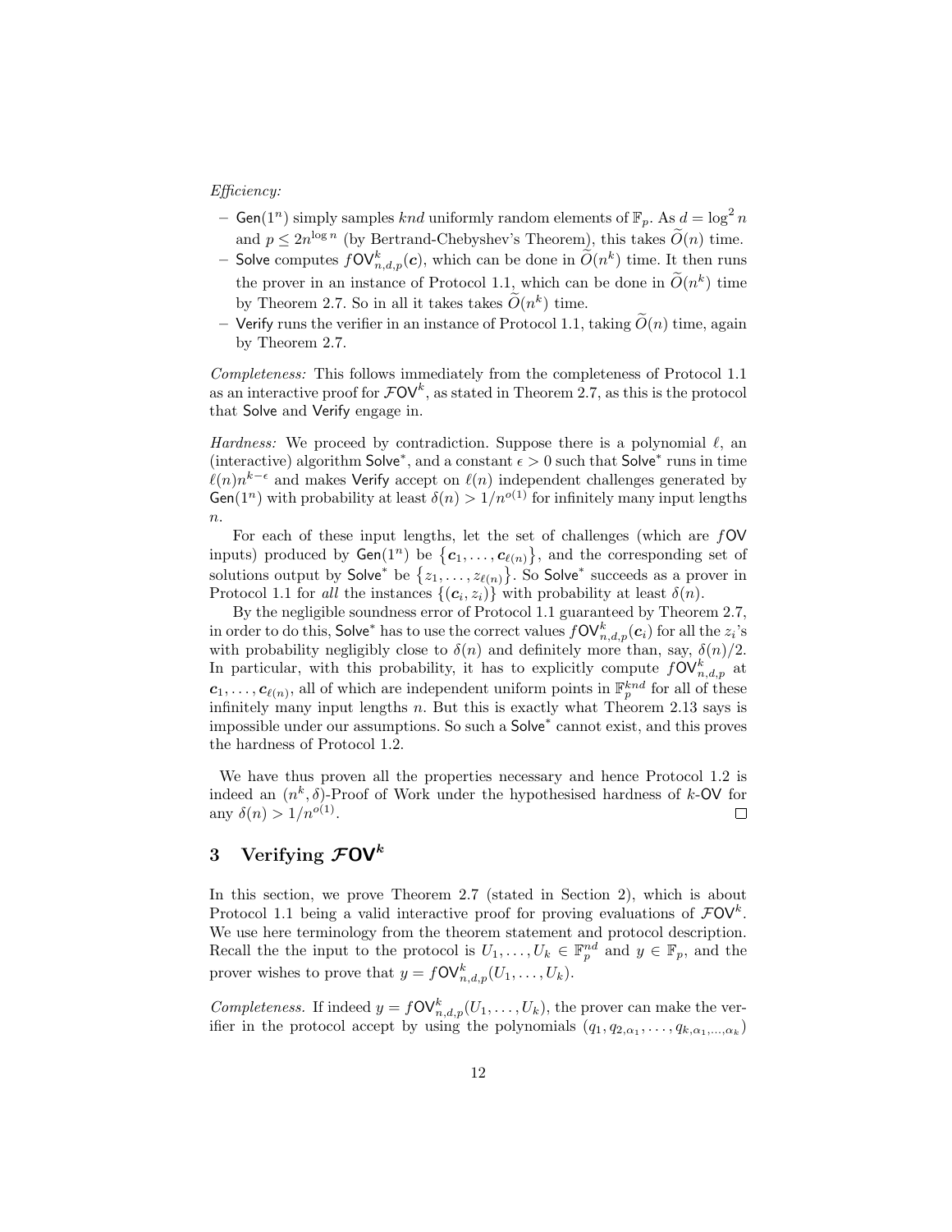*Efficiency:*

- $\mathsf{Gen}(1^n)$ simply samples $knd$ uniformly random elements of $\mathbb{F}_p$. As $d = \log^2 n$ and $p \leq 2n^{\log n}$ (by Bertrand-Chebyshev's Theorem), this takes $\widetilde{O}(n)$ time.
- $\mathsf{Solve}$ computes $f\mathsf{OV}^k_{n,d,p}(\boldsymbol{c})$, which can be done in $\widetilde{O}(n^k)$ time. It then runs the prover in an instance of Protocol 1.1, which can be done in $\widetilde{O}(n^k)$ time by Theorem 2.7. So in all it takes takes $\widetilde{O}(n^k)$ time.
- $\mathsf{Verify}$ runs the verifier in an instance of Protocol 1.1, taking $\widetilde{O}(n)$ time, again by Theorem 2.7.

*Completeness:* This follows immediately from the completeness of Protocol 1.1 as an interactive proof for $\mathcal{F}\mathsf{OV}^k$, as stated in Theorem 2.7, as this is the protocol that $\mathsf{Solve}$ and $\mathsf{Verify}$ engage in.

*Hardness:* We proceed by contradiction. Suppose there is a polynomial $\ell$, an (interactive) algorithm $\mathsf{Solve}^*$, and a constant $\epsilon > 0$ such that $\mathsf{Solve}^*$ runs in time $\ell(n)n^{k-\epsilon}$ and makes $\mathsf{Verify}$ accept on $\ell(n)$ independent challenges generated by $\mathsf{Gen}(1^n)$ with probability at least $\delta(n) > 1/n^{o(1)}$ for infinitely many input lengths $n$.

For each of these input lengths, let the set of challenges (which are $f\mathsf{OV}$ inputs) produced by $\mathsf{Gen}(1^n)$ be $\{\boldsymbol{c}_1, \ldots, \boldsymbol{c}_{\ell(n)}\}$, and the corresponding set of solutions output by $\mathsf{Solve}^*$ be $\{z_1, \ldots, z_{\ell(n)}\}$. So $\mathsf{Solve}^*$ succeeds as a prover in Protocol 1.1 for *all* the instances $\{(\boldsymbol{c}_i, z_i)\}$ with probability at least $\delta(n)$.

By the negligible soundness error of Protocol 1.1 guaranteed by Theorem 2.7, in order to do this, $\mathsf{Solve}^*$ has to use the correct values $f\mathsf{OV}^k_{n,d,p}(\boldsymbol{c}_i)$ for all the $z_i$'s with probability negligibly close to $\delta(n)$ and definitely more than, say, $\delta(n)/2$. In particular, with this probability, it has to explicitly compute $f\mathsf{OV}^k_{n,d,p}$ at $\boldsymbol{c}_1, \ldots, \boldsymbol{c}_{\ell(n)}$, all of which are independent uniform points in $\mathbb{F}_p^{knd}$ for all of these infinitely many input lengths $n$. But this is exactly what Theorem 2.13 says is impossible under our assumptions. So such a $\mathsf{Solve}^*$ cannot exist, and this proves the hardness of Protocol 1.2.

We have thus proven all the properties necessary and hence Protocol 1.2 is indeed an $(n^k, \delta)$-Proof of Work under the hypothesised hardness of $k$-$\mathsf{OV}$ for any $\delta(n) > 1/n^{o(1)}$. □

## 3 Verifying $\mathcal{F}\mathsf{OV}^k$

In this section, we prove Theorem 2.7 (stated in Section 2), which is about Protocol 1.1 being a valid interactive proof for proving evaluations of $\mathcal{F}\mathsf{OV}^k$. We use here terminology from the theorem statement and protocol description. Recall the the input to the protocol is $U_1, \ldots, U_k \in \mathbb{F}_p^{nd}$ and $y \in \mathbb{F}_p$, and the prover wishes to prove that $y = f\mathsf{OV}^k_{n,d,p}(U_1, \ldots, U_k)$.

*Completeness.* If indeed $y = f\mathsf{OV}^k_{n,d,p}(U_1, \ldots, U_k)$, the prover can make the verifier in the protocol accept by using the polynomials $(q_1, q_{2,\alpha_1}, \ldots, q_{k,\alpha_1,\ldots,\alpha_k})$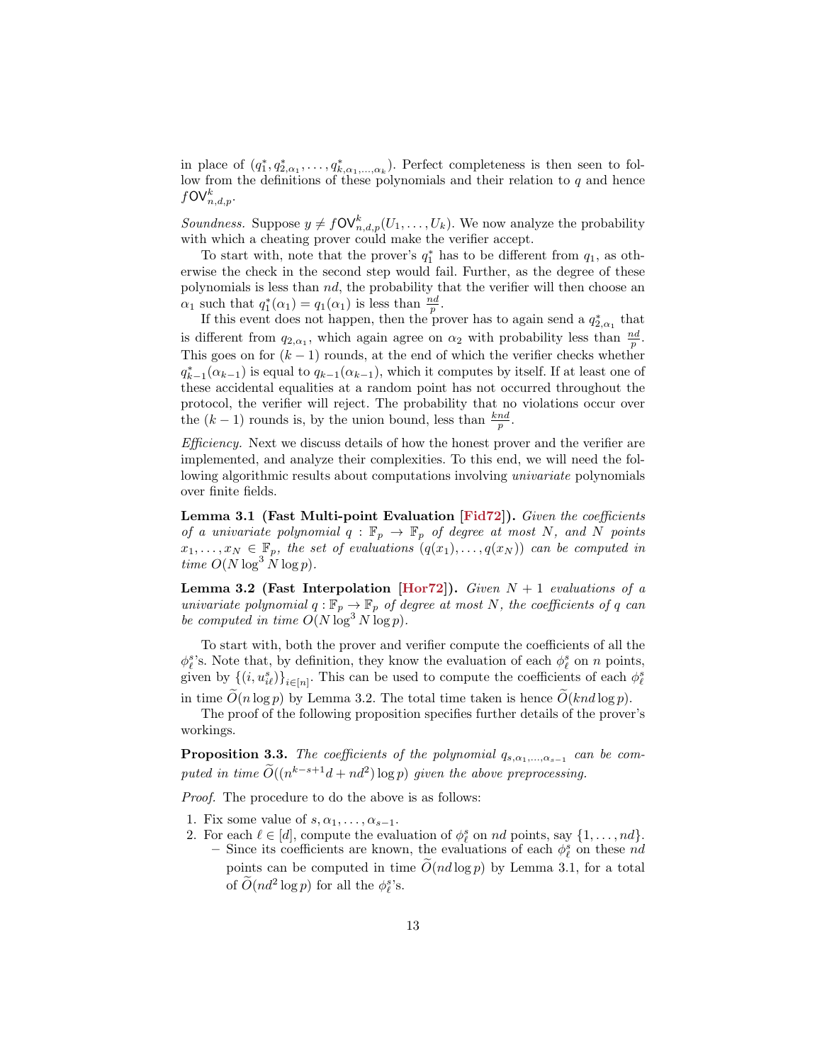in place of $(q_1^*, q_{2,\alpha_1}^*, \ldots, q_{k,\alpha_1,\ldots,\alpha_k}^*)$. Perfect completeness is then seen to follow from the definitions of these polynomials and their relation to $q$ and hence $f\mathsf{OV}_{n,d,p}^k$.

*Soundness.* Suppose $y \neq f\mathsf{OV}_{n,d,p}^k(U_1, \ldots, U_k)$. We now analyze the probability with which a cheating prover could make the verifier accept.

To start with, note that the prover's $q_1^*$ has to be different from $q_1$, as otherwise the check in the second step would fail. Further, as the degree of these polynomials is less than $nd$, the probability that the verifier will then choose an $\alpha_1$ such that $q_1^*(\alpha_1) = q_1(\alpha_1)$ is less than $\frac{nd}{p}$.

If this event does not happen, then the prover has to again send a $q_{2,\alpha_1}^*$ that is different from $q_{2,\alpha_1}$, which again agree on $\alpha_2$ with probability less than $\frac{nd}{p}$. This goes on for $(k-1)$ rounds, at the end of which the verifier checks whether $q_{k-1}^*(\alpha_{k-1})$ is equal to $q_{k-1}(\alpha_{k-1})$, which it computes by itself. If at least one of these accidental equalities at a random point has not occurred throughout the protocol, the verifier will reject. The probability that no violations occur over the $(k-1)$ rounds is, by the union bound, less than $\frac{knd}{p}$.

*Efficiency.* Next we discuss details of how the honest prover and the verifier are implemented, and analyze their complexities. To this end, we will need the following algorithmic results about computations involving *univariate* polynomials over finite fields.

**Lemma 3.1 (Fast Multi-point Evaluation [Fid72]).** *Given the coefficients of a univariate polynomial $q : \mathbb{F}_p \to \mathbb{F}_p$ of degree at most $N$, and $N$ points $x_1, \ldots, x_N \in \mathbb{F}_p$, the set of evaluations $(q(x_1), \ldots, q(x_N))$ can be computed in time $O(N \log^3 N \log p)$.*

**Lemma 3.2 (Fast Interpolation [Hor72]).** *Given $N+1$ evaluations of a univariate polynomial $q : \mathbb{F}_p \to \mathbb{F}_p$ of degree at most $N$, the coefficients of $q$ can be computed in time $O(N \log^3 N \log p)$.*

To start with, both the prover and verifier compute the coefficients of all the $\phi_\ell^s$'s. Note that, by definition, they know the evaluation of each $\phi_\ell^s$ on $n$ points, given by $\{(i, u_{i\ell}^s)\}_{i\in[n]}$. This can be used to compute the coefficients of each $\phi_\ell^s$ in time $\widetilde{O}(n \log p)$ by Lemma 3.2. The total time taken is hence $\widetilde{O}(knd \log p)$.

The proof of the following proposition specifies further details of the prover's workings.

**Proposition 3.3.** *The coefficients of the polynomial $q_{s,\alpha_1,\ldots,\alpha_{s-1}}$ can be computed in time $\widetilde{O}((n^{k-s+1}d + nd^2) \log p)$ given the above preprocessing.*

*Proof.* The procedure to do the above is as follows:

1. Fix some value of $s, \alpha_1, \ldots, \alpha_{s-1}$.
2. For each $\ell \in [d]$, compute the evaluation of $\phi_\ell^s$ on $nd$ points, say $\{1, \ldots, nd\}$.
   - Since its coefficients are known, the evaluations of each $\phi_\ell^s$ on these $nd$ points can be computed in time $\widetilde{O}(nd \log p)$ by Lemma 3.1, for a total of $\widetilde{O}(nd^2 \log p)$ for all the $\phi_\ell^s$'s.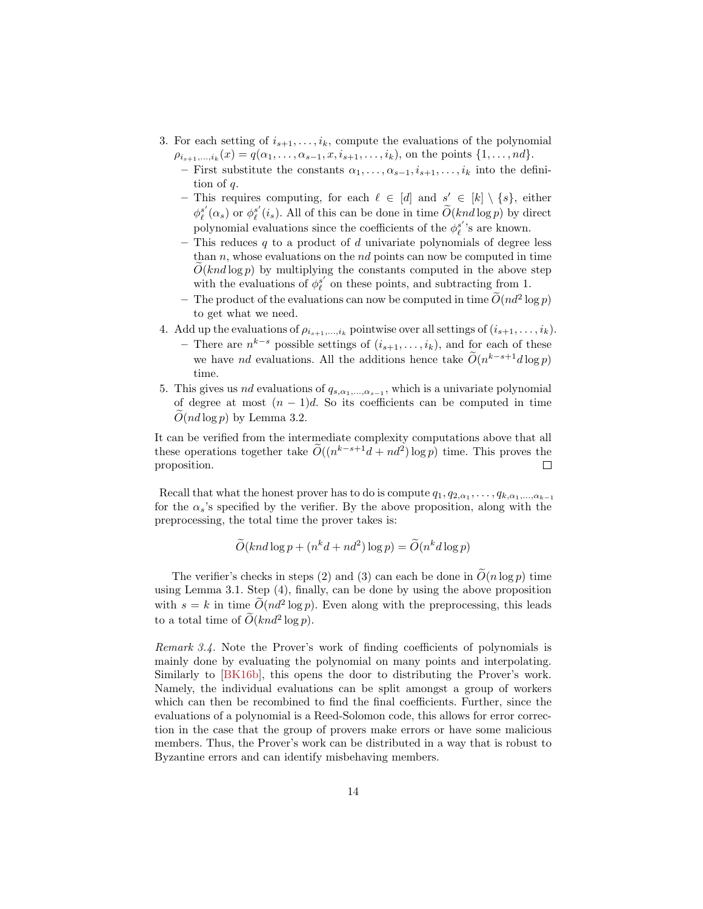3. For each setting of $i_{s+1}, \ldots, i_k$, compute the evaluations of the polynomial $\rho_{i_{s+1},\ldots,i_k}(x) = q(\alpha_1, \ldots, \alpha_{s-1}, x, i_{s+1}, \ldots, i_k)$, on the points $\{1, \ldots, nd\}$.
   - First substitute the constants $\alpha_1, \ldots, \alpha_{s-1}, i_{s+1}, \ldots, i_k$ into the definition of $q$.
   - This requires computing, for each $\ell \in [d]$ and $s' \in [k] \setminus \{s\}$, either $\phi_\ell^{s'}(\alpha_s)$ or $\phi_\ell^{s'}(i_s)$. All of this can be done in time $\widetilde{O}(knd \log p)$ by direct polynomial evaluations since the coefficients of the $\phi_\ell^{s'}$'s are known.
   - This reduces $q$ to a product of $d$ univariate polynomials of degree less than $n$, whose evaluations on the $nd$ points can now be computed in time $\widetilde{O}(knd \log p)$ by multiplying the constants computed in the above step with the evaluations of $\phi_\ell^{s'}$ on these points, and subtracting from 1.
   - The product of the evaluations can now be computed in time $\widetilde{O}(nd^2 \log p)$ to get what we need.
4. Add up the evaluations of $\rho_{i_{s+1},\ldots,i_k}$ pointwise over all settings of $(i_{s+1}, \ldots, i_k)$.
   - There are $n^{k-s}$ possible settings of $(i_{s+1}, \ldots, i_k)$, and for each of these we have $nd$ evaluations. All the additions hence take $\widetilde{O}(n^{k-s+1} d \log p)$ time.
5. This gives us $nd$ evaluations of $q_{s,\alpha_1,\ldots,\alpha_{s-1}}$, which is a univariate polynomial of degree at most $(n-1)d$. So its coefficients can be computed in time $\widetilde{O}(nd \log p)$ by Lemma 3.2.

It can be verified from the intermediate complexity computations above that all these operations together take $\widetilde{O}((n^{k-s+1}d + nd^2) \log p)$ time. This proves the proposition. □

Recall that what the honest prover has to do is compute $q_1, q_{2,\alpha_1}, \ldots, q_{k,\alpha_1,\ldots,\alpha_{k-1}}$ for the $\alpha_s$'s specified by the verifier. By the above proposition, along with the preprocessing, the total time the prover takes is:

$$\widetilde{O}(knd \log p + (n^k d + nd^2) \log p) = \widetilde{O}(n^k d \log p)$$

The verifier's checks in steps (2) and (3) can each be done in $\widetilde{O}(n \log p)$ time using Lemma 3.1. Step (4), finally, can be done by using the above proposition with $s = k$ in time $\widetilde{O}(nd^2 \log p)$. Even along with the preprocessing, this leads to a total time of $\widetilde{O}(knd^2 \log p)$.

*Remark 3.4.* Note the Prover's work of finding coefficients of polynomials is mainly done by evaluating the polynomial on many points and interpolating. Similarly to [BK16b], this opens the door to distributing the Prover's work. Namely, the individual evaluations can be split amongst a group of workers which can then be recombined to find the final coefficients. Further, since the evaluations of a polynomial is a Reed-Solomon code, this allows for error correction in the case that the group of provers make errors or have some malicious members. Thus, the Prover's work can be distributed in a way that is robust to Byzantine errors and can identify misbehaving members.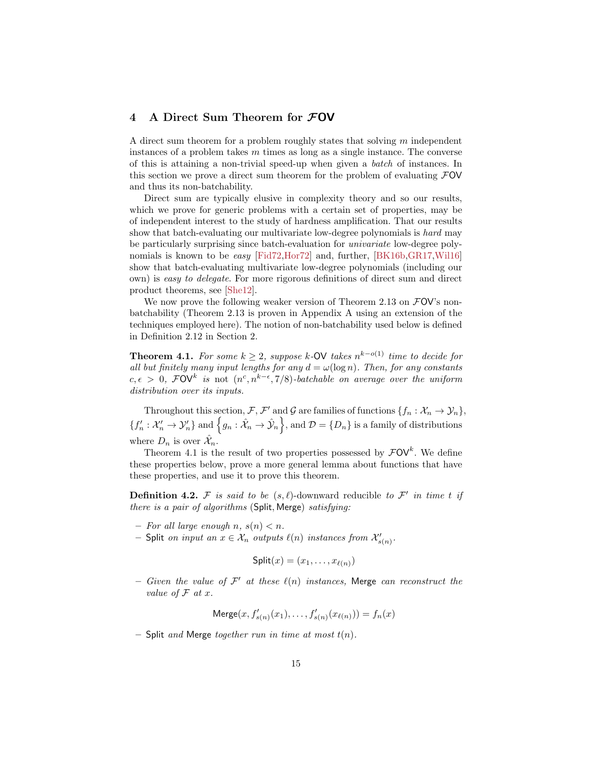## 4 A Direct Sum Theorem for $\mathcal{F}\mathsf{OV}$

A direct sum theorem for a problem roughly states that solving $m$ independent instances of a problem takes $m$ times as long as a single instance. The converse of this is attaining a non-trivial speed-up when given a *batch* of instances. In this section we prove a direct sum theorem for the problem of evaluating $\mathcal{F}\mathsf{OV}$ and thus its non-batchability.

Direct sum are typically elusive in complexity theory and so our results, which we prove for generic problems with a certain set of properties, may be of independent interest to the study of hardness amplification. That our results show that batch-evaluating our multivariate low-degree polynomials is *hard* may be particularly surprising since batch-evaluation for *univariate* low-degree polynomials is known to be *easy* [Fid72,Hor72] and, further, [BK16b,GR17,Wil16] show that batch-evaluating multivariate low-degree polynomials (including our own) is *easy to delegate*. For more rigorous definitions of direct sum and direct product theorems, see [She12].

We now prove the following weaker version of Theorem 2.13 on $\mathcal{F}\mathsf{OV}$'s non-batchability (Theorem 2.13 is proven in Appendix A using an extension of the techniques employed here). The notion of non-batchability used below is defined in Definition 2.12 in Section 2.

**Theorem 4.1.** *For some $k \geq 2$, suppose $k$-$\mathsf{OV}$ takes $n^{k-o(1)}$ time to decide for all but finitely many input lengths for any $d = \omega(\log n)$. Then, for any constants $c, \epsilon > 0$, $\mathcal{F}\mathsf{OV}^k$ is* not *$(n^c, n^{k-\epsilon}, 7/8)$-batchable on average over the uniform distribution over its inputs.*

Throughout this section, $\mathcal{F}$, $\mathcal{F}'$ and $\mathcal{G}$ are families of functions $\{f_n : \mathcal{X}_n \to \mathcal{Y}_n\}$, $\{f'_n : \mathcal{X}'_n \to \mathcal{Y}'_n\}$ and $\left\{g_n : \hat{\mathcal{X}}_n \to \hat{\mathcal{Y}}_n\right\}$, and $\mathcal{D} = \{D_n\}$ is a family of distributions where $D_n$ is over $\hat{\mathcal{X}}_n$.

Theorem 4.1 is the result of two properties possessed by $\mathcal{F}\mathsf{OV}^k$. We define these properties below, prove a more general lemma about functions that have these properties, and use it to prove this theorem.

**Definition 4.2.** *$\mathcal{F}$ is said to be $(s, \ell)$-*downward reducible *to $\mathcal{F}'$ in time $t$ if there is a pair of algorithms* ($\mathsf{Split}$, $\mathsf{Merge}$) *satisfying:*

- *For all large enough $n$, $s(n) < n$.*
- $\mathsf{Split}$ *on input an $x \in \mathcal{X}_n$ outputs $\ell(n)$ instances from $\mathcal{X}'_{s(n)}$.*

$$\mathsf{Split}(x) = (x_1, \ldots, x_{\ell(n)})$$

- *Given the value of $\mathcal{F}'$ at these $\ell(n)$ instances,* $\mathsf{Merge}$ *can reconstruct the value of $\mathcal{F}$ at $x$.*

$$\mathsf{Merge}(x, f'_{s(n)}(x_1), \ldots, f'_{s(n)}(x_{\ell(n)})) = f_n(x)$$

- $\mathsf{Split}$ *and* $\mathsf{Merge}$ *together run in time at most $t(n)$.*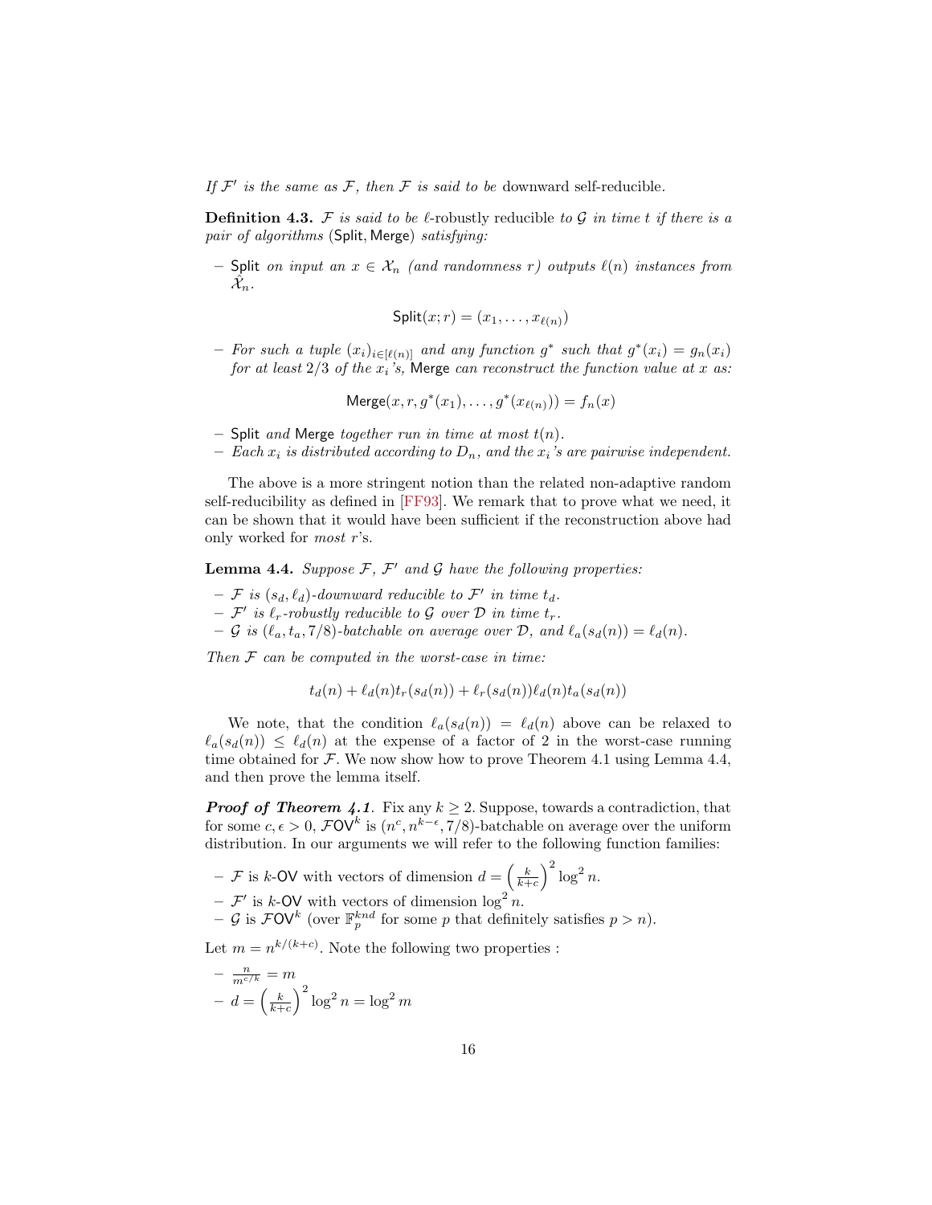*If $\mathcal{F}'$ is the same as $\mathcal{F}$, then $\mathcal{F}$ is said to be* downward self-reducible.

**Definition 4.3.** *$\mathcal{F}$ is said to be* $\ell$-robustly reducible *to $\mathcal{G}$ in time $t$ if there is a pair of algorithms* (Split, Merge) *satisfying:*

- Split *on input an $x \in \mathcal{X}_n$ (and randomness $r$) outputs $\ell(n)$ instances from $\hat{\mathcal{X}}_n$.*

$$\mathsf{Split}(x; r) = (x_1, \ldots, x_{\ell(n)})$$

- *For such a tuple $(x_i)_{i \in [\ell(n)]}$ and any function $g^*$ such that $g^*(x_i) = g_n(x_i)$ for at least $2/3$ of the $x_i$'s,* Merge *can reconstruct the function value at $x$ as:*

$$\mathsf{Merge}(x, r, g^*(x_1), \ldots, g^*(x_{\ell(n)})) = f_n(x)$$

- Split *and* Merge *together run in time at most $t(n)$.*
- *Each $x_i$ is distributed according to $D_n$, and the $x_i$'s are pairwise independent.*

The above is a more stringent notion than the related non-adaptive random self-reducibility as defined in [FF93]. We remark that to prove what we need, it can be shown that it would have been sufficient if the reconstruction above had only worked for *most* $r$'s.

**Lemma 4.4.** *Suppose $\mathcal{F}$, $\mathcal{F}'$ and $\mathcal{G}$ have the following properties:*

- *$\mathcal{F}$ is $(s_d, \ell_d)$-downward reducible to $\mathcal{F}'$ in time $t_d$.*
- *$\mathcal{F}'$ is $\ell_r$-robustly reducible to $\mathcal{G}$ over $\mathcal{D}$ in time $t_r$.*
- *$\mathcal{G}$ is $(\ell_a, t_a, 7/8)$-batchable on average over $\mathcal{D}$, and $\ell_a(s_d(n)) = \ell_d(n)$.*

*Then $\mathcal{F}$ can be computed in the worst-case in time:*

$$t_d(n) + \ell_d(n) t_r(s_d(n)) + \ell_r(s_d(n)) \ell_d(n) t_a(s_d(n))$$

We note, that the condition $\ell_a(s_d(n)) = \ell_d(n)$ above can be relaxed to $\ell_a(s_d(n)) \leq \ell_d(n)$ at the expense of a factor of 2 in the worst-case running time obtained for $\mathcal{F}$. We now show how to prove Theorem 4.1 using Lemma 4.4, and then prove the lemma itself.

***Proof of Theorem 4.1.*** Fix any $k \geq 2$. Suppose, towards a contradiction, that for some $c, \epsilon > 0$, $\mathcal{F}\mathsf{OV}^k$ is $(n^c, n^{k-\epsilon}, 7/8)$-batchable on average over the uniform distribution. In our arguments we will refer to the following function families:

- $\mathcal{F}$ is $k$-$\mathsf{OV}$ with vectors of dimension $d = \left(\frac{k}{k+c}\right)^2 \log^2 n$.
- $\mathcal{F}'$ is $k$-$\mathsf{OV}$ with vectors of dimension $\log^2 n$.
- $\mathcal{G}$ is $\mathcal{F}\mathsf{OV}^k$ (over $\mathbb{F}_p^{knd}$ for some $p$ that definitely satisfies $p > n$).

Let $m = n^{k/(k+c)}$. Note the following two properties :

- $\frac{n}{m^{c/k}} = m$
- $d = \left(\frac{k}{k+c}\right)^2 \log^2 n = \log^2 m$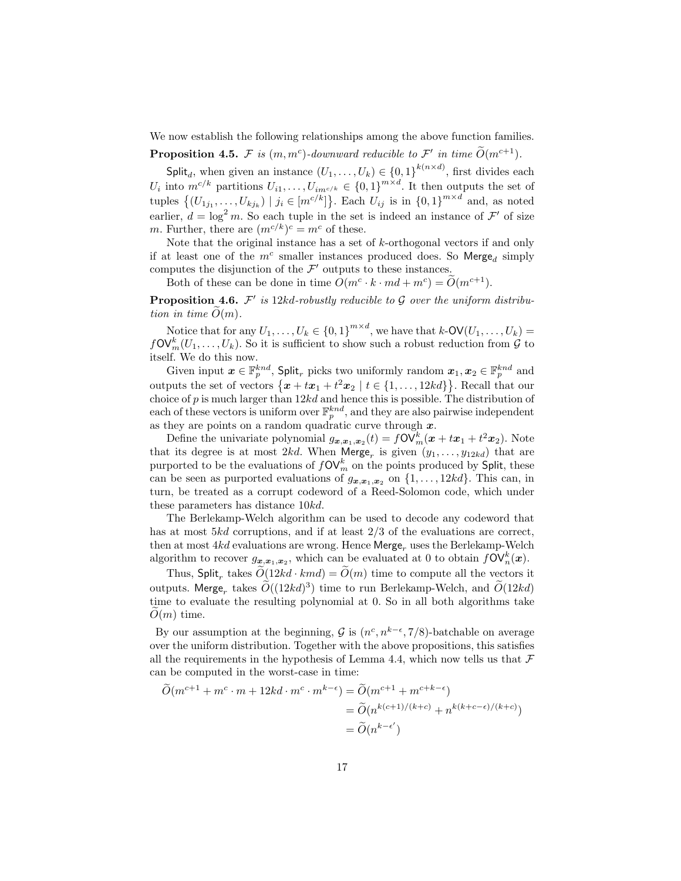We now establish the following relationships among the above function families.

**Proposition 4.5.** *$\mathcal{F}$ is $(m, m^c)$-downward reducible to $\mathcal{F}'$ in time $\widetilde{O}(m^{c+1})$.*

$\mathsf{Split}_d$, when given an instance $(U_1, \ldots, U_k) \in \{0,1\}^{k(n \times d)}$, first divides each $U_i$ into $m^{c/k}$ partitions $U_{i1}, \ldots, U_{im^{c/k}} \in \{0,1\}^{m \times d}$. It then outputs the set of tuples $\left\{(U_{1j_1}, \ldots, U_{kj_k}) \mid j_i \in [m^{c/k}]\right\}$. Each $U_{ij}$ is in $\{0,1\}^{m \times d}$ and, as noted earlier, $d = \log^2 m$. So each tuple in the set is indeed an instance of $\mathcal{F}'$ of size $m$. Further, there are $(m^{c/k})^c = m^c$ of these.

Note that the original instance has a set of $k$-orthogonal vectors if and only if at least one of the $m^c$ smaller instances produced does. So $\mathsf{Merge}_d$ simply computes the disjunction of the $\mathcal{F}'$ outputs to these instances.

Both of these can be done in time $O(m^c \cdot k \cdot md + m^c) = \widetilde{O}(m^{c+1})$.

**Proposition 4.6.** *$\mathcal{F}'$ is $12kd$-robustly reducible to $\mathcal{G}$ over the uniform distribution in time $\widetilde{O}(m)$.*

Notice that for any $U_1, \ldots, U_k \in \{0,1\}^{m \times d}$, we have that $k\text{-}\mathsf{OV}(U_1, \ldots, U_k) = f\mathsf{OV}_m^k(U_1, \ldots, U_k)$. So it is sufficient to show such a robust reduction from $\mathcal{G}$ to itself. We do this now.

Given input $\boldsymbol{x} \in \mathbb{F}_p^{knd}$, $\mathsf{Split}_r$ picks two uniformly random $\boldsymbol{x}_1, \boldsymbol{x}_2 \in \mathbb{F}_p^{knd}$ and outputs the set of vectors $\left\{\boldsymbol{x} + t\boldsymbol{x}_1 + t^2\boldsymbol{x}_2 \mid t \in \{1, \ldots, 12kd\}\right\}$. Recall that our choice of $p$ is much larger than $12kd$ and hence this is possible. The distribution of each of these vectors is uniform over $\mathbb{F}_p^{knd}$, and they are also pairwise independent as they are points on a random quadratic curve through $\boldsymbol{x}$.

Define the univariate polynomial $g_{\boldsymbol{x},\boldsymbol{x}_1,\boldsymbol{x}_2}(t) = f\mathsf{OV}_m^k(\boldsymbol{x} + t\boldsymbol{x}_1 + t^2\boldsymbol{x}_2)$. Note that its degree is at most $2kd$. When $\mathsf{Merge}_r$ is given $(y_1, \ldots, y_{12kd})$ that are purported to be the evaluations of $f\mathsf{OV}_m^k$ on the points produced by $\mathsf{Split}$, these can be seen as purported evaluations of $g_{\boldsymbol{x},\boldsymbol{x}_1,\boldsymbol{x}_2}$ on $\{1, \ldots, 12kd\}$. This can, in turn, be treated as a corrupt codeword of a Reed-Solomon code, which under these parameters has distance $10kd$.

The Berlekamp-Welch algorithm can be used to decode any codeword that has at most $5kd$ corruptions, and if at least $2/3$ of the evaluations are correct, then at most $4kd$ evaluations are wrong. Hence $\mathsf{Merge}_r$ uses the Berlekamp-Welch algorithm to recover $g_{\boldsymbol{x},\boldsymbol{x}_1,\boldsymbol{x}_2}$, which can be evaluated at 0 to obtain $f\mathsf{OV}_n^k(\boldsymbol{x})$.

Thus, $\mathsf{Split}_r$ takes $\widetilde{O}(12kd \cdot kmd) = \widetilde{O}(m)$ time to compute all the vectors it outputs. $\mathsf{Merge}_r$ takes $\widetilde{O}((12kd)^3)$ time to run Berlekamp-Welch, and $\widetilde{O}(12kd)$ time to evaluate the resulting polynomial at 0. So in all both algorithms take $\widetilde{O}(m)$ time.

By our assumption at the beginning, $\mathcal{G}$ is $(n^c, n^{k-\epsilon}, 7/8)$-batchable on average over the uniform distribution. Together with the above propositions, this satisfies all the requirements in the hypothesis of Lemma 4.4, which now tells us that $\mathcal{F}$ can be computed in the worst-case in time:

$$\begin{aligned}
\widetilde{O}(m^{c+1} + m^c \cdot m + 12kd \cdot m^c \cdot m^{k-\epsilon}) &= \widetilde{O}(m^{c+1} + m^{c+k-\epsilon}) \\
&= \widetilde{O}(n^{k(c+1)/(k+c)} + n^{k(k+c-\epsilon)/(k+c)}) \\
&= \widetilde{O}(n^{k-\epsilon'})
\end{aligned}$$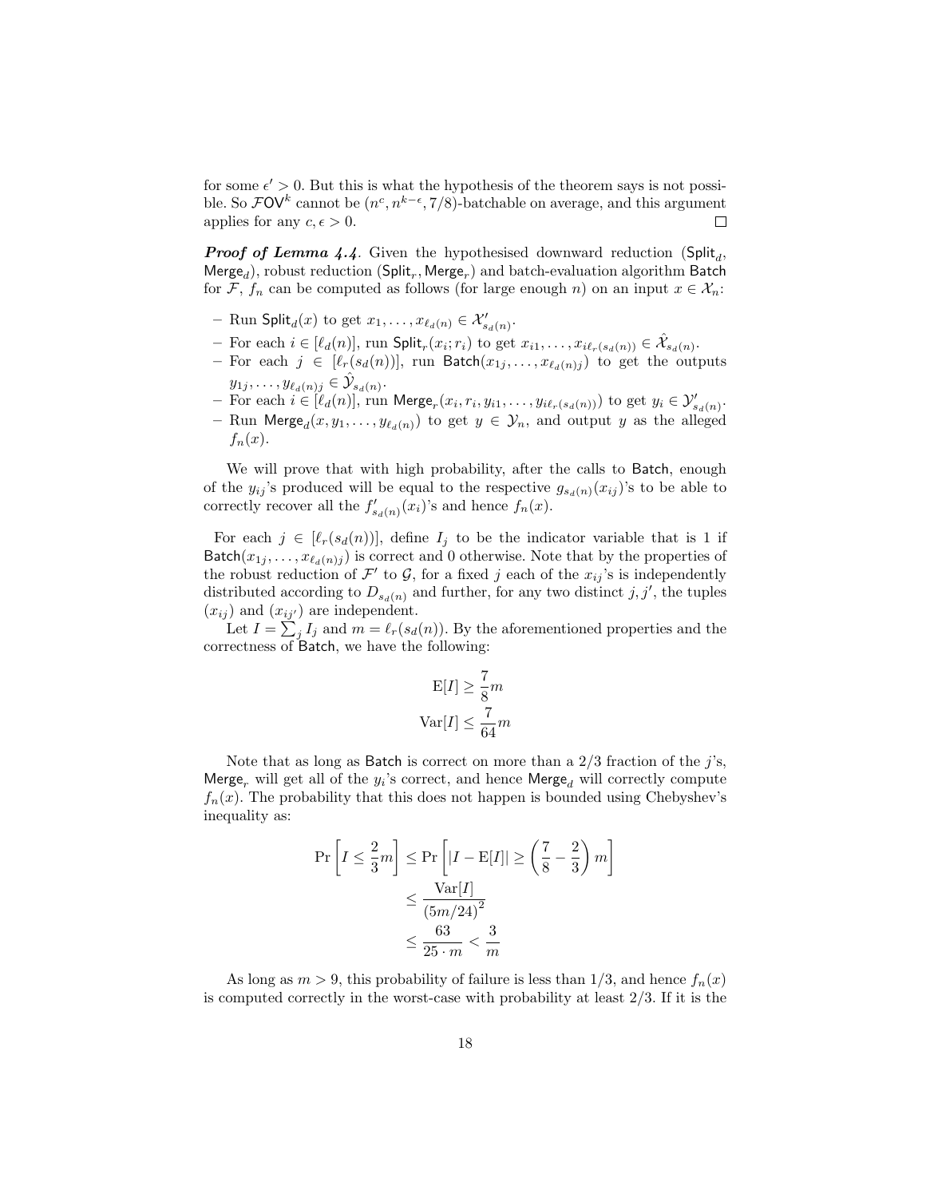for some $\epsilon' > 0$. But this is what the hypothesis of the theorem says is not possible. So $\mathcal{F}\mathsf{OV}^k$ cannot be $(n^c, n^{k-\epsilon}, 7/8)$-batchable on average, and this argument applies for any $c, \epsilon > 0$. ☐

***Proof of Lemma 4.4.*** Given the hypothesised downward reduction ($\mathsf{Split}_d$, $\mathsf{Merge}_d$), robust reduction ($\mathsf{Split}_r, \mathsf{Merge}_r$) and batch-evaluation algorithm $\mathsf{Batch}$ for $\mathcal{F}$, $f_n$ can be computed as follows (for large enough $n$) on an input $x \in \mathcal{X}_n$:

- Run $\mathsf{Split}_d(x)$ to get $x_1, \ldots, x_{\ell_d(n)} \in \mathcal{X}'_{s_d(n)}$.
- For each $i \in [\ell_d(n)]$, run $\mathsf{Split}_r(x_i; r_i)$ to get $x_{i1}, \ldots, x_{i\ell_r(s_d(n))} \in \hat{\mathcal{X}}_{s_d(n)}$.
- For each $j \in [\ell_r(s_d(n))]$, run $\mathsf{Batch}(x_{1j}, \ldots, x_{\ell_d(n)j})$ to get the outputs $y_{1j}, \ldots, y_{\ell_d(n)j} \in \hat{\mathcal{Y}}_{s_d(n)}$.
- For each $i \in [\ell_d(n)]$, run $\mathsf{Merge}_r(x_i, r_i, y_{i1}, \ldots, y_{i\ell_r(s_d(n))})$ to get $y_i \in \mathcal{Y}'_{s_d(n)}$.
- Run $\mathsf{Merge}_d(x, y_1, \ldots, y_{\ell_d(n)})$ to get $y \in \mathcal{Y}_n$, and output $y$ as the alleged $f_n(x)$.

We will prove that with high probability, after the calls to $\mathsf{Batch}$, enough of the $y_{ij}$'s produced will be equal to the respective $g_{s_d(n)}(x_{ij})$'s to be able to correctly recover all the $f'_{s_d(n)}(x_i)$'s and hence $f_n(x)$.

For each $j \in [\ell_r(s_d(n))]$, define $I_j$ to be the indicator variable that is 1 if $\mathsf{Batch}(x_{1j}, \ldots, x_{\ell_d(n)j})$ is correct and 0 otherwise. Note that by the properties of the robust reduction of $\mathcal{F}'$ to $\mathcal{G}$, for a fixed $j$ each of the $x_{ij}$'s is independently distributed according to $D_{s_d(n)}$ and further, for any two distinct $j, j'$, the tuples $(x_{ij})$ and $(x_{ij'})$ are independent.

Let $I = \sum_j I_j$ and $m = \ell_r(s_d(n))$. By the aforementioned properties and the correctness of $\mathsf{Batch}$, we have the following:

$$\mathrm{E}[I] \geq \frac{7}{8}m$$

$$\mathrm{Var}[I] \leq \frac{7}{64}m$$

Note that as long as $\mathsf{Batch}$ is correct on more than a $2/3$ fraction of the $j$'s, $\mathsf{Merge}_r$ will get all of the $y_i$'s correct, and hence $\mathsf{Merge}_d$ will correctly compute $f_n(x)$. The probability that this does not happen is bounded using Chebyshev's inequality as:

$$\begin{aligned}
\Pr\left[I \leq \frac{2}{3}m\right] &\leq \Pr\left[|I - \mathrm{E}[I]| \geq \left(\frac{7}{8} - \frac{2}{3}\right)m\right] \\
&\leq \frac{\mathrm{Var}[I]}{(5m/24)^2} \\
&\leq \frac{63}{25 \cdot m} < \frac{3}{m}
\end{aligned}$$

As long as $m > 9$, this probability of failure is less than $1/3$, and hence $f_n(x)$ is computed correctly in the worst-case with probability at least $2/3$. If it is the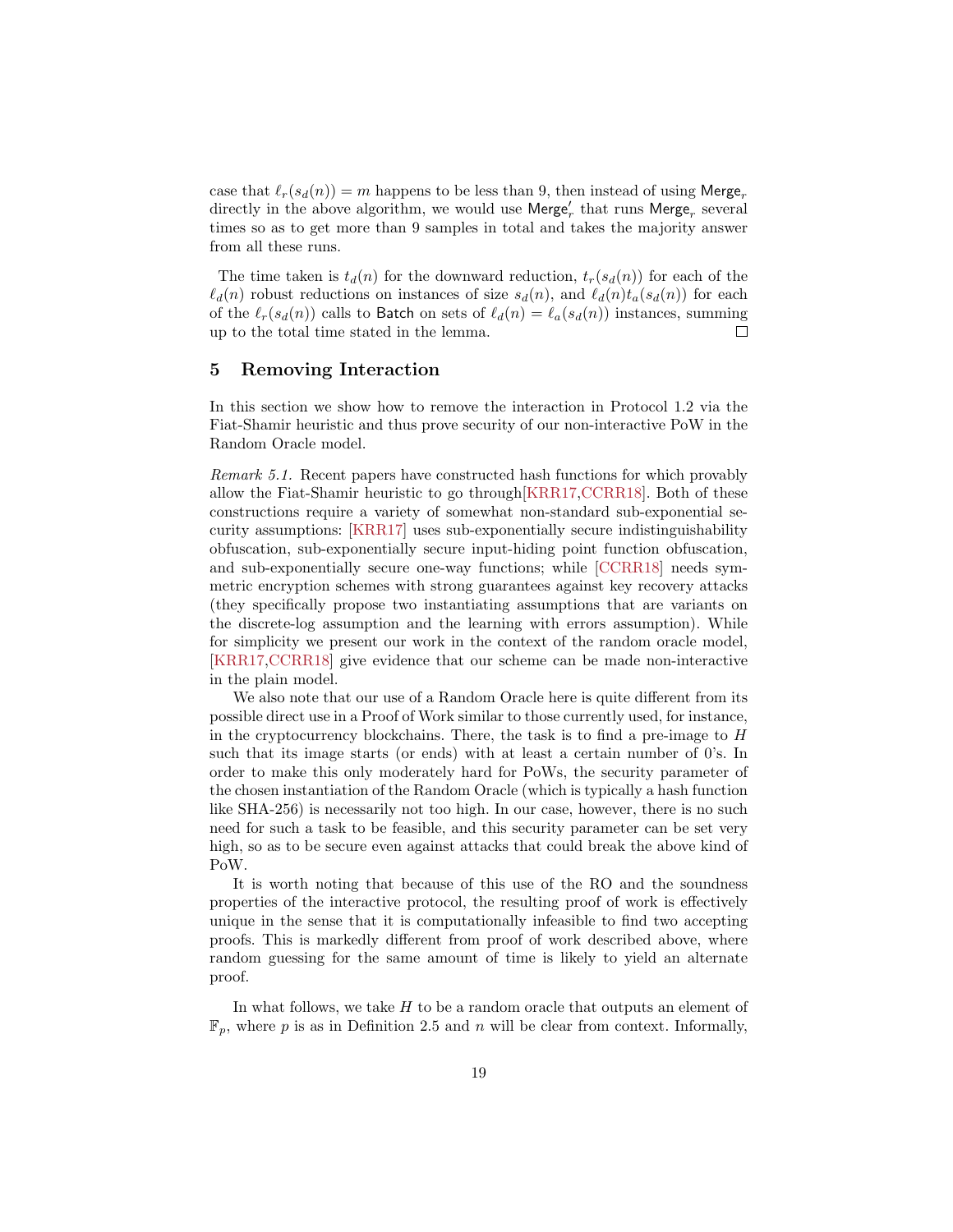case that $\ell_r(s_d(n)) = m$ happens to be less than 9, then instead of using $\mathsf{Merge}_r$ directly in the above algorithm, we would use $\mathsf{Merge}'_r$ that runs $\mathsf{Merge}_r$ several times so as to get more than 9 samples in total and takes the majority answer from all these runs.

The time taken is $t_d(n)$ for the downward reduction, $t_r(s_d(n))$ for each of the $\ell_d(n)$ robust reductions on instances of size $s_d(n)$, and $\ell_d(n)t_a(s_d(n))$ for each of the $\ell_r(s_d(n))$ calls to $\mathsf{Batch}$ on sets of $\ell_d(n) = \ell_a(s_d(n))$ instances, summing up to the total time stated in the lemma. □

## 5 Removing Interaction

In this section we show how to remove the interaction in Protocol 1.2 via the Fiat-Shamir heuristic and thus prove security of our non-interactive PoW in the Random Oracle model.

*Remark 5.1.* Recent papers have constructed hash functions for which provably allow the Fiat-Shamir heuristic to go through[KRR17,CCRR18]. Both of these constructions require a variety of somewhat non-standard sub-exponential security assumptions: [KRR17] uses sub-exponentially secure indistinguishability obfuscation, sub-exponentially secure input-hiding point function obfuscation, and sub-exponentially secure one-way functions; while [CCRR18] needs symmetric encryption schemes with strong guarantees against key recovery attacks (they specifically propose two instantiating assumptions that are variants on the discrete-log assumption and the learning with errors assumption). While for simplicity we present our work in the context of the random oracle model, [KRR17,CCRR18] give evidence that our scheme can be made non-interactive in the plain model.

We also note that our use of a Random Oracle here is quite different from its possible direct use in a Proof of Work similar to those currently used, for instance, in the cryptocurrency blockchains. There, the task is to find a pre-image to $H$ such that its image starts (or ends) with at least a certain number of 0's. In order to make this only moderately hard for PoWs, the security parameter of the chosen instantiation of the Random Oracle (which is typically a hash function like SHA-256) is necessarily not too high. In our case, however, there is no such need for such a task to be feasible, and this security parameter can be set very high, so as to be secure even against attacks that could break the above kind of PoW.

It is worth noting that because of this use of the RO and the soundness properties of the interactive protocol, the resulting proof of work is effectively unique in the sense that it is computationally infeasible to find two accepting proofs. This is markedly different from proof of work described above, where random guessing for the same amount of time is likely to yield an alternate proof.

In what follows, we take $H$ to be a random oracle that outputs an element of $\mathbb{F}_p$, where $p$ is as in Definition 2.5 and $n$ will be clear from context. Informally,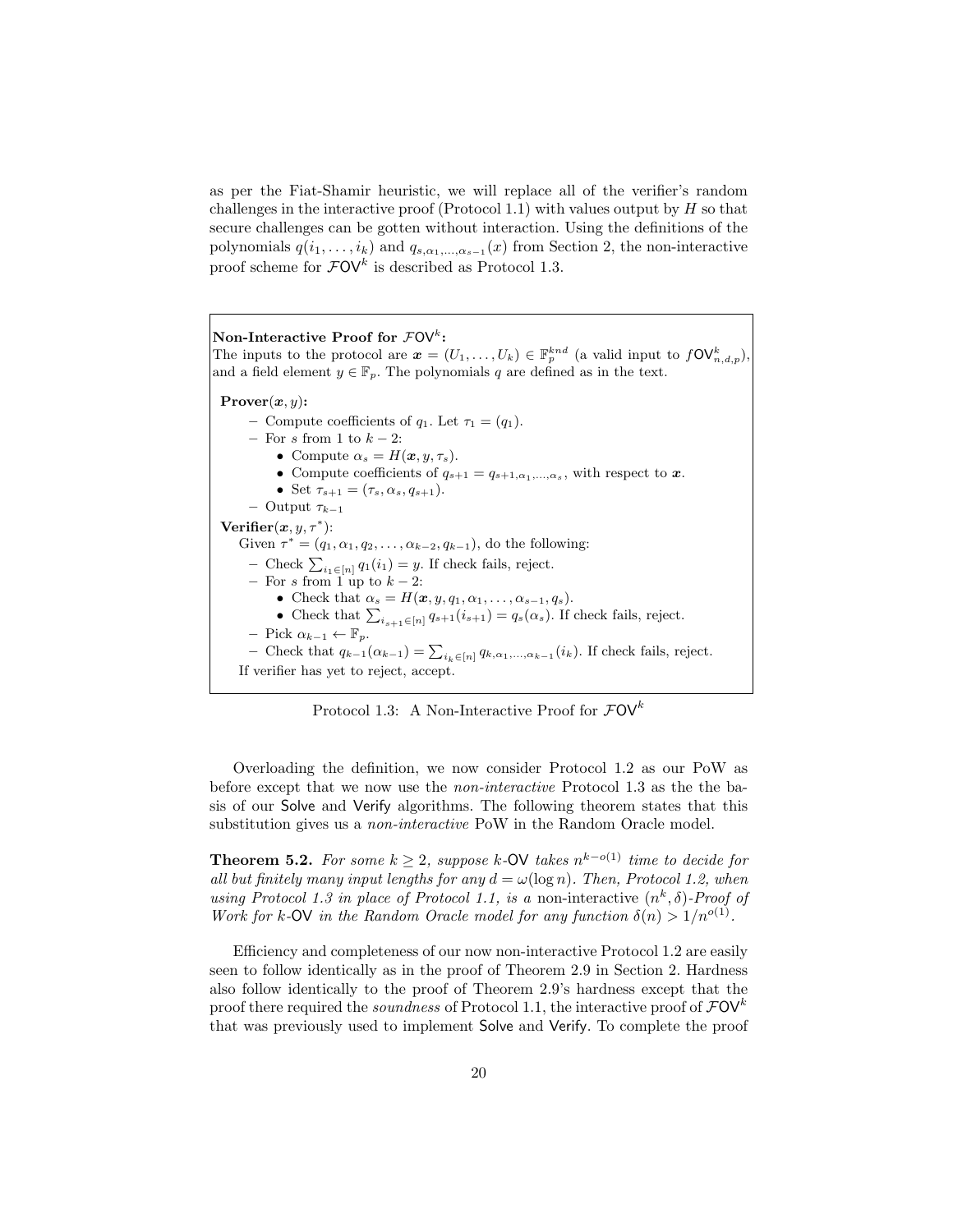as per the Fiat-Shamir heuristic, we will replace all of the verifier's random challenges in the interactive proof (Protocol 1.1) with values output by $H$ so that secure challenges can be gotten without interaction. Using the definitions of the polynomials $q(i_1, \ldots, i_k)$ and $q_{s,\alpha_1,\ldots,\alpha_{s-1}}(x)$ from Section 2, the non-interactive proof scheme for $\mathcal{F}\mathsf{OV}^k$ is described as Protocol 1.3.

**Non-Interactive Proof for $\mathcal{F}\mathsf{OV}^k$:**
The inputs to the protocol are $\boldsymbol{x} = (U_1, \ldots, U_k) \in \mathbb{F}_p^{knd}$ (a valid input to $f\mathsf{OV}^k_{n,d,p}$), and a field element $y \in \mathbb{F}_p$. The polynomials $q$ are defined as in the text.

**Prover($\boldsymbol{x}, y$):**

- Compute coefficients of $q_1$. Let $\tau_1 = (q_1)$.
- For $s$ from 1 to $k-2$:
  - Compute $\alpha_s = H(\boldsymbol{x}, y, \tau_s)$.
  - Compute coefficients of $q_{s+1} = q_{s+1,\alpha_1,\ldots,\alpha_s}$, with respect to $\boldsymbol{x}$.
  - Set $\tau_{s+1} = (\tau_s, \alpha_s, q_{s+1})$.
- Output $\tau_{k-1}$

**Verifier($\boldsymbol{x}, y, \tau^*$):**
Given $\tau^* = (q_1, \alpha_1, q_2, \ldots, \alpha_{k-2}, q_{k-1})$, do the following:

- Check $\sum_{i_1 \in [n]} q_1(i_1) = y$. If check fails, reject.
- For $s$ from 1 up to $k-2$:
  - Check that $\alpha_s = H(\boldsymbol{x}, y, q_1, \alpha_1, \ldots, \alpha_{s-1}, q_s)$.
  - Check that $\sum_{i_{s+1} \in [n]} q_{s+1}(i_{s+1}) = q_s(\alpha_s)$. If check fails, reject.
- Pick $\alpha_{k-1} \leftarrow \mathbb{F}_p$.
- Check that $q_{k-1}(\alpha_{k-1}) = \sum_{i_k \in [n]} q_{k,\alpha_1,\ldots,\alpha_{k-1}}(i_k)$. If check fails, reject.

If verifier has yet to reject, accept.

Protocol 1.3: A Non-Interactive Proof for $\mathcal{F}\mathsf{OV}^k$

Overloading the definition, we now consider Protocol 1.2 as our PoW as before except that we now use the *non-interactive* Protocol 1.3 as the the basis of our Solve and Verify algorithms. The following theorem states that this substitution gives us a *non-interactive* PoW in the Random Oracle model.

**Theorem 5.2.** *For some $k \geq 2$, suppose $k$-OV takes $n^{k-o(1)}$ time to decide for all but finitely many input lengths for any $d = \omega(\log n)$. Then, Protocol 1.2, when using Protocol 1.3 in place of Protocol 1.1, is a* non-interactive *$(n^k, \delta)$-Proof of Work for $k$-OV in the Random Oracle model for any function $\delta(n) > 1/n^{o(1)}$.*

Efficiency and completeness of our now non-interactive Protocol 1.2 are easily seen to follow identically as in the proof of Theorem 2.9 in Section 2. Hardness also follow identically to the proof of Theorem 2.9's hardness except that the proof there required the *soundness* of Protocol 1.1, the interactive proof of $\mathcal{F}\mathsf{OV}^k$ that was previously used to implement Solve and Verify. To complete the proof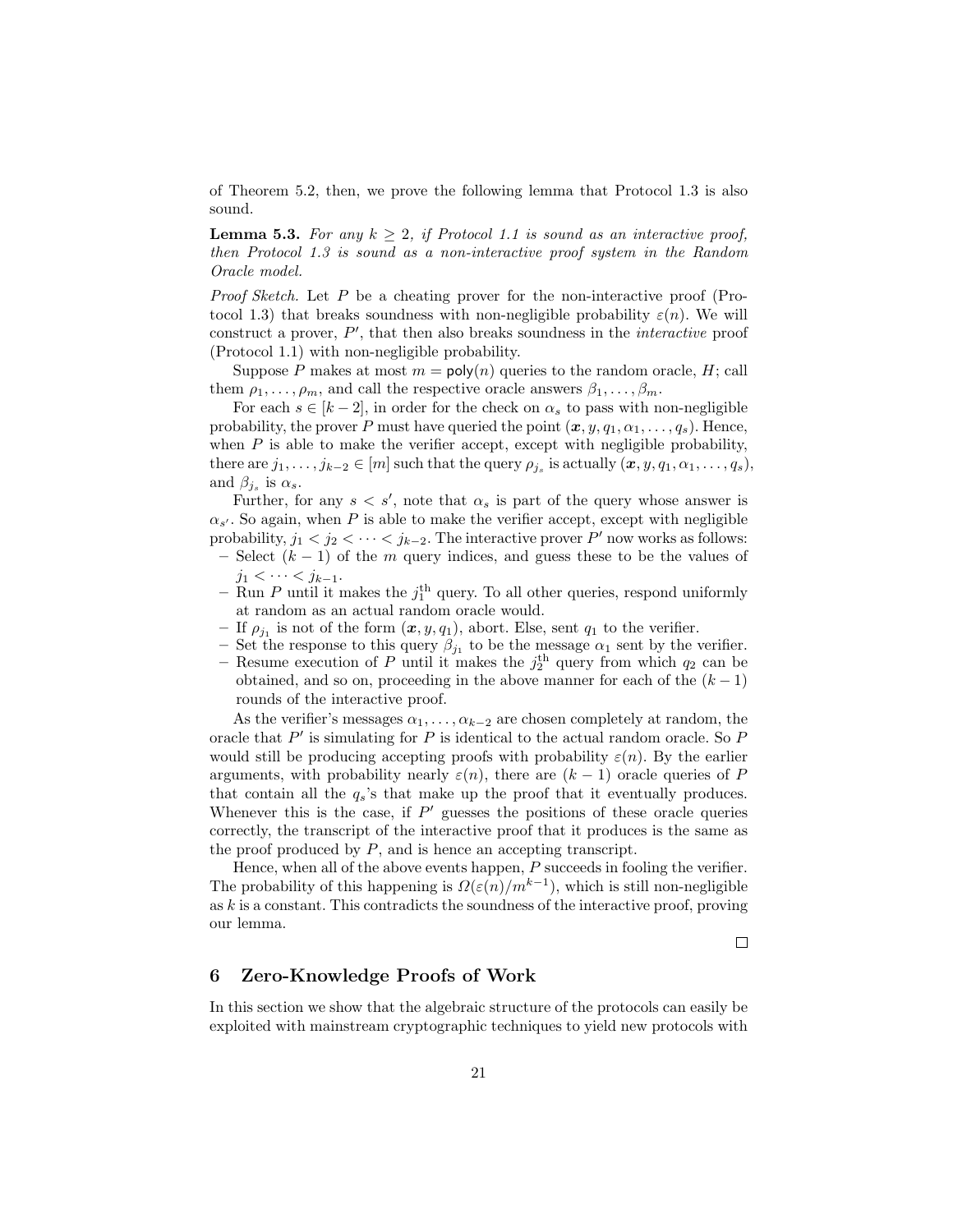of Theorem 5.2, then, we prove the following lemma that Protocol 1.3 is also sound.

**Lemma 5.3.** *For any $k \geq 2$, if Protocol 1.1 is sound as an interactive proof, then Protocol 1.3 is sound as a non-interactive proof system in the Random Oracle model.*

*Proof Sketch.* Let $P$ be a cheating prover for the non-interactive proof (Protocol 1.3) that breaks soundness with non-negligible probability $\varepsilon(n)$. We will construct a prover, $P'$, that then also breaks soundness in the *interactive* proof (Protocol 1.1) with non-negligible probability.

Suppose $P$ makes at most $m = \mathsf{poly}(n)$ queries to the random oracle, $H$; call them $\rho_1, \ldots, \rho_m$, and call the respective oracle answers $\beta_1, \ldots, \beta_m$.

For each $s \in [k-2]$, in order for the check on $\alpha_s$ to pass with non-negligible probability, the prover $P$ must have queried the point $(\boldsymbol{x}, y, q_1, \alpha_1, \ldots, q_s)$. Hence, when $P$ is able to make the verifier accept, except with negligible probability, there are $j_1, \ldots, j_{k-2} \in [m]$ such that the query $\rho_{j_s}$ is actually $(\boldsymbol{x}, y, q_1, \alpha_1, \ldots, q_s)$, and $\beta_{j_s}$ is $\alpha_s$.

Further, for any $s < s'$, note that $\alpha_s$ is part of the query whose answer is $\alpha_{s'}$. So again, when $P$ is able to make the verifier accept, except with negligible probability, $j_1 < j_2 < \cdots < j_{k-2}$. The interactive prover $P'$ now works as follows:

- Select $(k-1)$ of the $m$ query indices, and guess these to be the values of $j_1 < \cdots < j_{k-1}$.
- Run $P$ until it makes the $j_1^{\text{th}}$ query. To all other queries, respond uniformly at random as an actual random oracle would.
- If $\rho_{j_1}$ is not of the form $(\boldsymbol{x}, y, q_1)$, abort. Else, sent $q_1$ to the verifier.
- Set the response to this query $\beta_{j_1}$ to be the message $\alpha_1$ sent by the verifier.
- Resume execution of $P$ until it makes the $j_2^{\text{th}}$ query from which $q_2$ can be obtained, and so on, proceeding in the above manner for each of the $(k-1)$ rounds of the interactive proof.

As the verifier's messages $\alpha_1, \ldots, \alpha_{k-2}$ are chosen completely at random, the oracle that $P'$ is simulating for $P$ is identical to the actual random oracle. So $P$ would still be producing accepting proofs with probability $\varepsilon(n)$. By the earlier arguments, with probability nearly $\varepsilon(n)$, there are $(k-1)$ oracle queries of $P$ that contain all the $q_s$'s that make up the proof that it eventually produces. Whenever this is the case, if $P'$ guesses the positions of these oracle queries correctly, the transcript of the interactive proof that it produces is the same as the proof produced by $P$, and is hence an accepting transcript.

Hence, when all of the above events happen, $P$ succeeds in fooling the verifier. The probability of this happening is $\Omega(\varepsilon(n)/m^{k-1})$, which is still non-negligible as $k$ is a constant. This contradicts the soundness of the interactive proof, proving our lemma.

□

## 6 Zero-Knowledge Proofs of Work

In this section we show that the algebraic structure of the protocols can easily be exploited with mainstream cryptographic techniques to yield new protocols with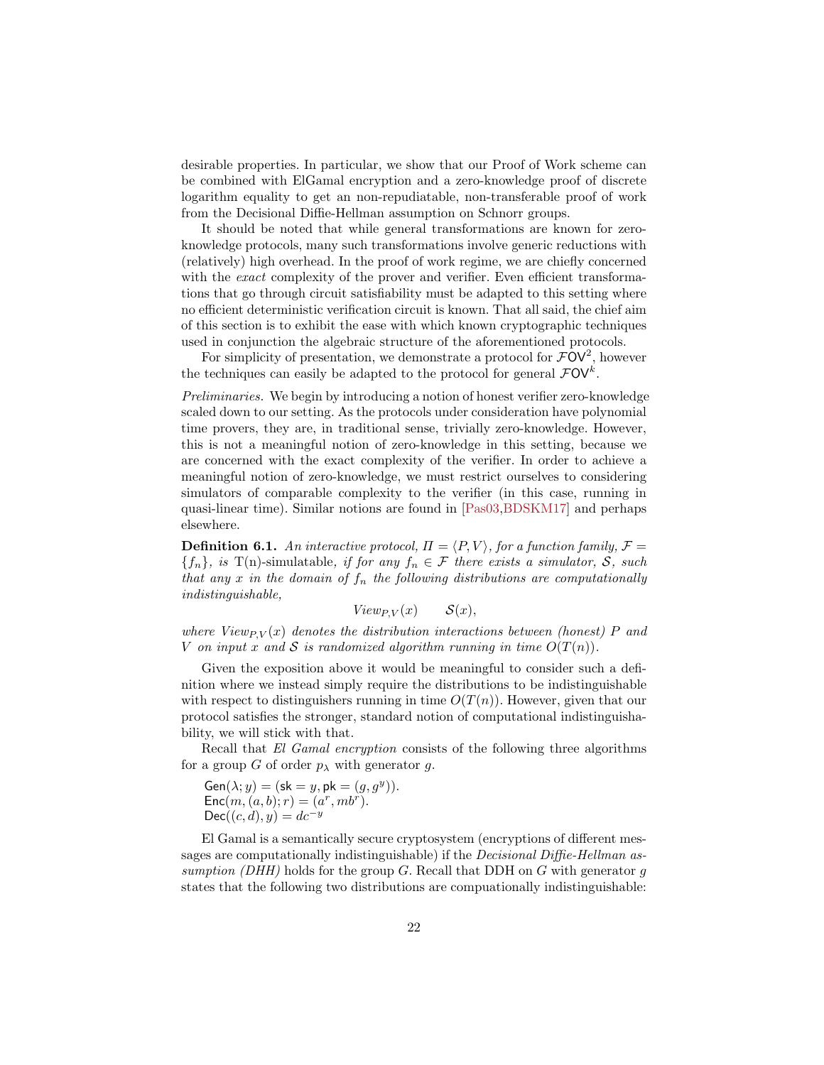desirable properties. In particular, we show that our Proof of Work scheme can be combined with ElGamal encryption and a zero-knowledge proof of discrete logarithm equality to get an non-repudiatable, non-transferable proof of work from the Decisional Diffie-Hellman assumption on Schnorr groups.

It should be noted that while general transformations are known for zero-knowledge protocols, many such transformations involve generic reductions with (relatively) high overhead. In the proof of work regime, we are chiefly concerned with the *exact* complexity of the prover and verifier. Even efficient transformations that go through circuit satisfiability must be adapted to this setting where no efficient deterministic verification circuit is known. That all said, the chief aim of this section is to exhibit the ease with which known cryptographic techniques used in conjunction the algebraic structure of the aforementioned protocols.

For simplicity of presentation, we demonstrate a protocol for $\mathcal{F}\mathsf{OV}^2$, however the techniques can easily be adapted to the protocol for general $\mathcal{F}\mathsf{OV}^k$.

*Preliminaries.* We begin by introducing a notion of honest verifier zero-knowledge scaled down to our setting. As the protocols under consideration have polynomial time provers, they are, in traditional sense, trivially zero-knowledge. However, this is not a meaningful notion of zero-knowledge in this setting, because we are concerned with the exact complexity of the verifier. In order to achieve a meaningful notion of zero-knowledge, we must restrict ourselves to considering simulators of comparable complexity to the verifier (in this case, running in quasi-linear time). Similar notions are found in [Pas03,BDSKM17] and perhaps elsewhere.

**Definition 6.1.** *An interactive protocol, $\Pi = \langle P, V \rangle$, for a function family, $\mathcal{F} = \{f_n\}$, is* T(n)-simulatable*, if for any $f_n \in \mathcal{F}$ there exists a simulator, $\mathcal{S}$, such that any $x$ in the domain of $f_n$ the following distributions are computationally indistinguishable,*

$$View_{P,V}(x) \qquad \mathcal{S}(x),$$

*where $View_{P,V}(x)$ denotes the distribution interactions between (honest) $P$ and $V$ on input $x$ and $\mathcal{S}$ is randomized algorithm running in time $O(T(n))$.*

Given the exposition above it would be meaningful to consider such a definition where we instead simply require the distributions to be indistinguishable with respect to distinguishers running in time $O(T(n))$. However, given that our protocol satisfies the stronger, standard notion of computational indistinguishability, we will stick with that.

Recall that *El Gamal encryption* consists of the following three algorithms for a group $G$ of order $p_\lambda$ with generator $g$.

$\mathsf{Gen}(\lambda; y) = (\mathsf{sk} = y, \mathsf{pk} = (g, g^y))$.
$\mathsf{Enc}(m, (a, b); r) = (a^r, mb^r)$.
$\mathsf{Dec}((c, d), y) = dc^{-y}$

El Gamal is a semantically secure cryptosystem (encryptions of different messages are computationally indistinguishable) if the *Decisional Diffie-Hellman assumption (DHH)* holds for the group $G$. Recall that DDH on $G$ with generator $g$ states that the following two distributions are compuationally indistinguishable: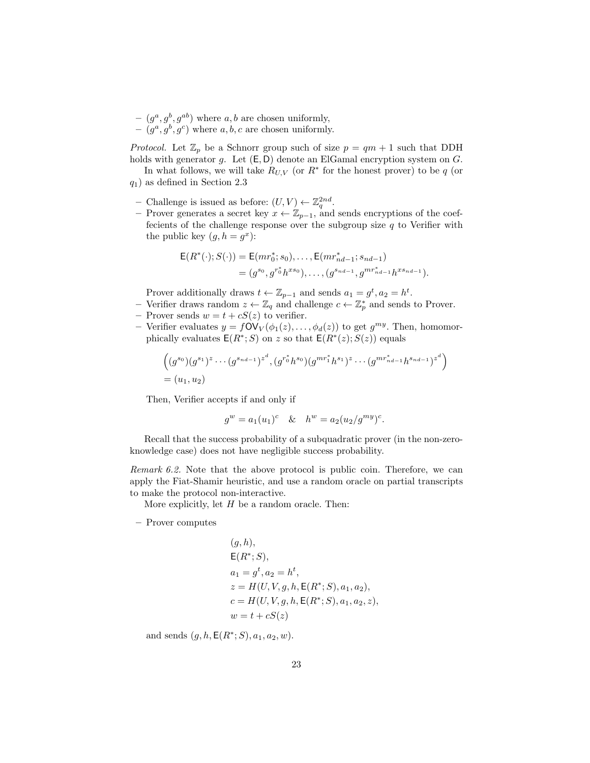– $(g^a, g^b, g^{ab})$ where $a, b$ are chosen uniformly,
– $(g^a, g^b, g^c)$ where $a, b, c$ are chosen uniformly.

*Protocol.* Let $\mathbb{Z}_p$ be a Schnorr group such of size $p = qm + 1$ such that DDH holds with generator $g$. Let $(\mathsf{E}, \mathsf{D})$ denote an ElGamal encryption system on $G$.

In what follows, we will take $R_{U,V}$ (or $R^*$ for the honest prover) to be $q$ (or $q_1$) as defined in Section 2.3

– Challenge is issued as before: $(U, V) \leftarrow \mathbb{Z}_q^{2nd}$.
– Prover generates a secret key $x \leftarrow \mathbb{Z}_{p-1}$, and sends encryptions of the coeffecients of the challenge response over the subgroup size $q$ to Verifier with the public key $(g, h = g^x)$:

$$\begin{aligned}\mathsf{E}(R^*(\cdot); S(\cdot)) &= \mathsf{E}(mr_0^*; s_0), \ldots, \mathsf{E}(mr_{nd-1}^*; s_{nd-1}) \\ &= (g^{s_0}, g^{r_0^*} h^{xs_0}), \ldots, (g^{s_{nd-1}}, g^{mr_{nd-1}^*} h^{xs_{nd-1}}).\end{aligned}$$

Prover additionally draws $t \leftarrow \mathbb{Z}_{p-1}$ and sends $a_1 = g^t, a_2 = h^t$.
– Verifier draws random $z \leftarrow \mathbb{Z}_q$ and challenge $c \leftarrow \mathbb{Z}_p^*$ and sends to Prover.
– Prover sends $w = t + cS(z)$ to verifier.
– Verifier evaluates $y = f\mathsf{OV}_V(\phi_1(z), \ldots, \phi_d(z))$ to get $g^{my}$. Then, homomorphically evaluates $\mathsf{E}(R^*; S)$ on $z$ so that $\mathsf{E}(R^*(z); S(z))$ equals

$$\begin{aligned}&\left((g^{s_0})(g^{s_1})^z \cdots (g^{s_{nd-1}})^{z^d}, (g^{r_0^*} h^{s_0})(g^{mr_1^*} h^{s_1})^z \cdots (g^{mr_{nd-1}^*} h^{s_{nd-1}})^{z^d}\right) \\ &= (u_1, u_2)\end{aligned}$$

Then, Verifier accepts if and only if

$$g^w = a_1(u_1)^c \quad \& \quad h^w = a_2(u_2/g^{my})^c.$$

Recall that the success probability of a subquadratic prover (in the non-zero-knowledge case) does not have negligible success probability.

*Remark 6.2.* Note that the above protocol is public coin. Therefore, we can apply the Fiat-Shamir heuristic, and use a random oracle on partial transcripts to make the protocol non-interactive.

More explicitly, let $H$ be a random oracle. Then:

– Prover computes

$$\begin{aligned}&(g, h), \\ &\mathsf{E}(R^*; S), \\ &a_1 = g^t, a_2 = h^t, \\ &z = H(U, V, g, h, \mathsf{E}(R^*; S), a_1, a_2), \\ &c = H(U, V, g, h, \mathsf{E}(R^*; S), a_1, a_2, z), \\ &w = t + cS(z)\end{aligned}$$

and sends $(g, h, \mathsf{E}(R^*; S), a_1, a_2, w)$.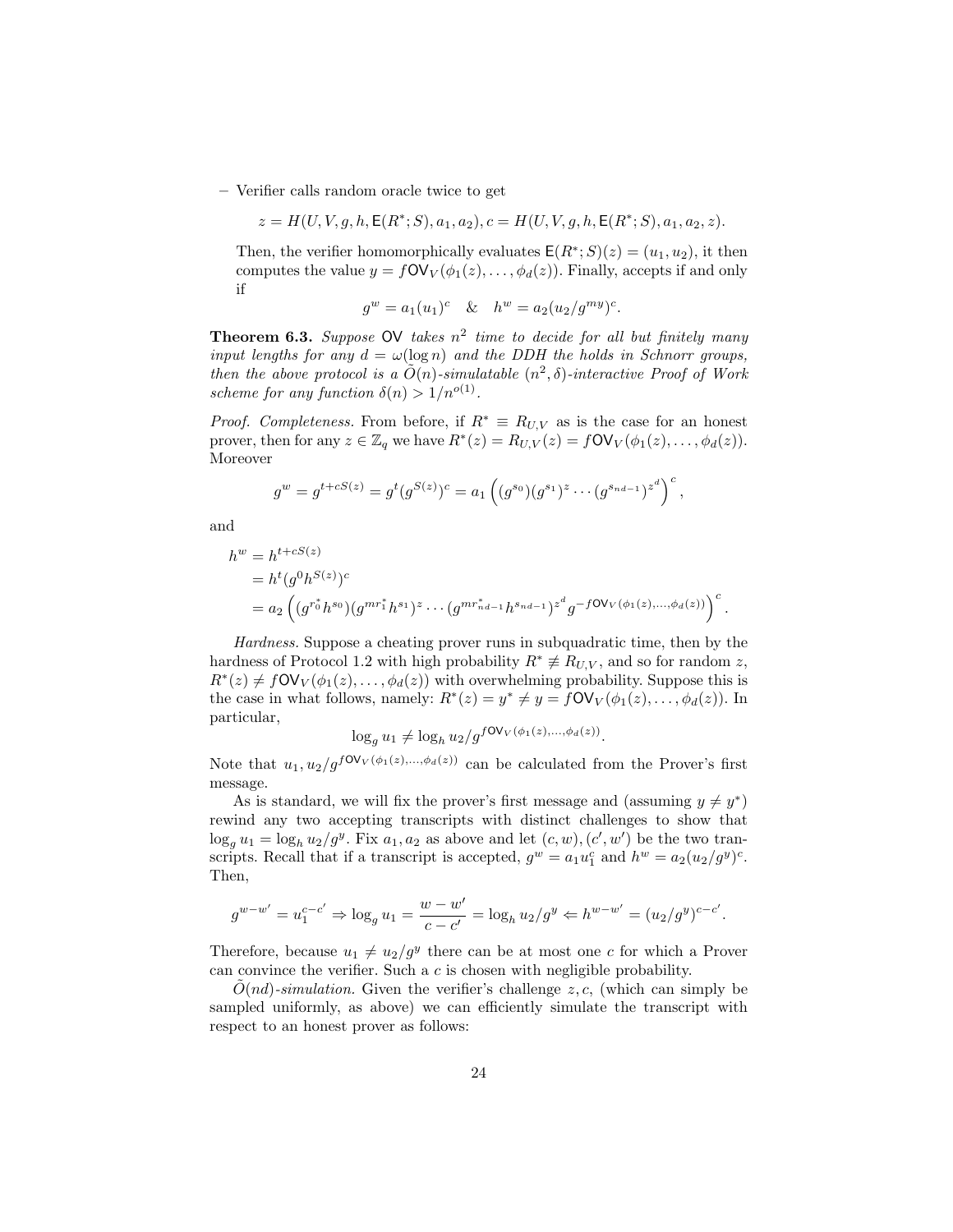– Verifier calls random oracle twice to get

$$z = H(U, V, g, h, \mathsf{E}(R^*; S), a_1, a_2), c = H(U, V, g, h, \mathsf{E}(R^*; S), a_1, a_2, z).$$

Then, the verifier homomorphically evaluates $\mathsf{E}(R^*; S)(z) = (u_1, u_2)$, it then computes the value $y = f\mathsf{OV}_V(\phi_1(z), \ldots, \phi_d(z))$. Finally, accepts if and only if

$$g^w = a_1(u_1)^c \quad \& \quad h^w = a_2(u_2/g^{my})^c.$$

**Theorem 6.3.** *Suppose* OV *takes $n^2$ time to decide for all but finitely many input lengths for any $d = \omega(\log n)$ and the DDH the holds in Schnorr groups, then the above protocol is a $\tilde{O}(n)$-simulatable $(n^2, \delta)$-interactive Proof of Work scheme for any function $\delta(n) > 1/n^{o(1)}$.*

*Proof. Completeness.* From before, if $R^* \equiv R_{U,V}$ as is the case for an honest prover, then for any $z \in \mathbb{Z}_q$ we have $R^*(z) = R_{U,V}(z) = f\mathsf{OV}_V(\phi_1(z), \ldots, \phi_d(z))$. Moreover

$$g^w = g^{t + cS(z)} = g^t(g^{S(z)})^c = a_1 \left( (g^{s_0})(g^{s_1})^z \cdots (g^{s_{nd-1}})^{z^d} \right)^c,$$

and

$$\begin{aligned} h^w &= h^{t+cS(z)} \\ &= h^t(g^0 h^{S(z)})^c \\ &= a_2 \left( (g^{r_0^*} h^{s_0})(g^{mr_1^*} h^{s_1})^z \cdots (g^{mr_{nd-1}^*} h^{s_{nd-1}})^{z^d} g^{-f\mathsf{OV}_V(\phi_1(z), \ldots, \phi_d(z))} \right)^c. \end{aligned}$$

*Hardness.* Suppose a cheating prover runs in subquadratic time, then by the hardness of Protocol 1.2 with high probability $R^* \not\equiv R_{U,V}$, and so for random $z$, $R^*(z) \neq f\mathsf{OV}_V(\phi_1(z), \ldots, \phi_d(z))$ with overwhelming probability. Suppose this is the case in what follows, namely: $R^*(z) = y^* \neq y = f\mathsf{OV}_V(\phi_1(z), \ldots, \phi_d(z))$. In particular,

$$\log_g u_1 \neq \log_h u_2/g^{f\mathsf{OV}_V(\phi_1(z), \ldots, \phi_d(z))}.$$

Note that $u_1, u_2/g^{f\mathsf{OV}_V(\phi_1(z), \ldots, \phi_d(z))}$ can be calculated from the Prover's first message.

As is standard, we will fix the prover's first message and (assuming $y \neq y^*$) rewind any two accepting transcripts with distinct challenges to show that $\log_g u_1 = \log_h u_2/g^y$. Fix $a_1, a_2$ as above and let $(c, w), (c', w')$ be the two transcripts. Recall that if a transcript is accepted, $g^w = a_1 u_1^c$ and $h^w = a_2(u_2/g^y)^c$. Then,

$$g^{w-w'} = u_1^{c-c'} \Rightarrow \log_g u_1 = \frac{w - w'}{c - c'} = \log_h u_2/g^y \Leftarrow h^{w-w'} = (u_2/g^y)^{c-c'}.$$

Therefore, because $u_1 \neq u_2/g^y$ there can be at most one $c$ for which a Prover can convince the verifier. Such a $c$ is chosen with negligible probability.

*$\tilde{O}(nd)$-simulation.* Given the verifier's challenge $z, c$, (which can simply be sampled uniformly, as above) we can efficiently simulate the transcript with respect to an honest prover as follows: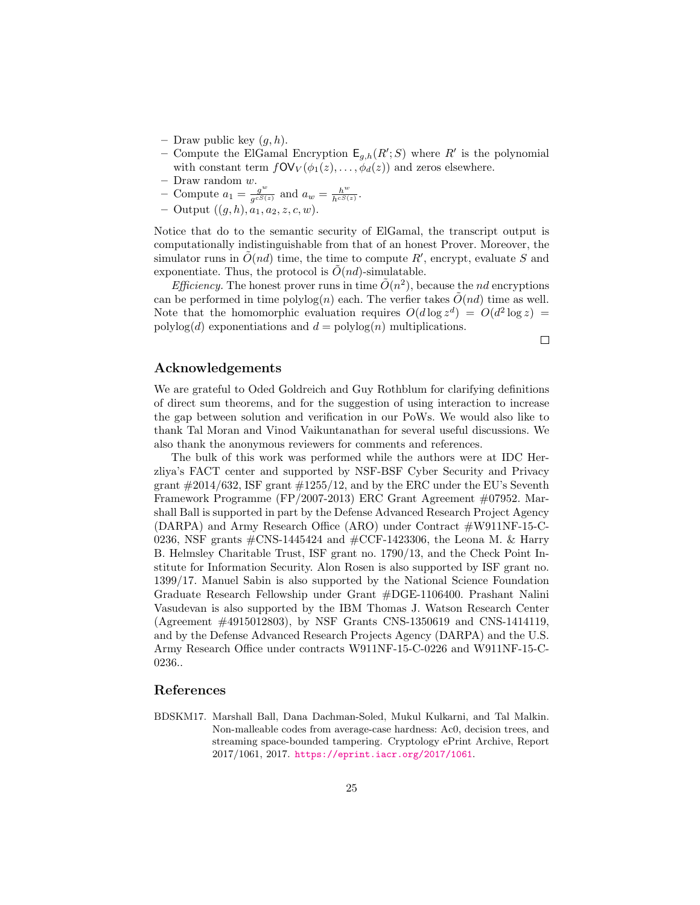- Draw public key $(g, h)$.
- Compute the ElGamal Encryption $\mathsf{E}_{g,h}(R'; S)$ where $R'$ is the polynomial with constant term $f\mathsf{OV}_V(\phi_1(z), \dots, \phi_d(z))$ and zeros elsewhere.
- Draw random $w$.
- Compute $a_1 = \frac{g^w}{g^{cS(z)}}$ and $a_w = \frac{h^w}{h^{cS(z)}}$.
- Output $((g, h), a_1, a_2, z, c, w)$.

Notice that do to the semantic security of ElGamal, the transcript output is computationally indistinguishable from that of an honest Prover. Moreover, the simulator runs in $\tilde{O}(nd)$ time, the time to compute $R'$, encrypt, evaluate $S$ and exponentiate. Thus, the protocol is $\tilde{O}(nd)$-simulatable.

*Efficiency.* The honest prover runs in time $\tilde{O}(n^2)$, because the $nd$ encryptions can be performed in time $\text{polylog}(n)$ each. The verfier takes $\tilde{O}(nd)$ time as well. Note that the homomorphic evaluation requires $O(d \log z^d) = O(d^2 \log z) = \text{polylog}(d)$ exponentiations and $d = \text{polylog}(n)$ multiplications.

□

## Acknowledgements

We are grateful to Oded Goldreich and Guy Rothblum for clarifying definitions of direct sum theorems, and for the suggestion of using interaction to increase the gap between solution and verification in our PoWs. We would also like to thank Tal Moran and Vinod Vaikuntanathan for several useful discussions. We also thank the anonymous reviewers for comments and references.

The bulk of this work was performed while the authors were at IDC Herzliya's FACT center and supported by NSF-BSF Cyber Security and Privacy grant #2014/632, ISF grant #1255/12, and by the ERC under the EU's Seventh Framework Programme (FP/2007-2013) ERC Grant Agreement #07952. Marshall Ball is supported in part by the Defense Advanced Research Project Agency (DARPA) and Army Research Office (ARO) under Contract #W911NF-15-C-0236, NSF grants #CNS-1445424 and #CCF-1423306, the Leona M. & Harry B. Helmsley Charitable Trust, ISF grant no. 1790/13, and the Check Point Institute for Information Security. Alon Rosen is also supported by ISF grant no. 1399/17. Manuel Sabin is also supported by the National Science Foundation Graduate Research Fellowship under Grant #DGE-1106400. Prashant Nalini Vasudevan is also supported by the IBM Thomas J. Watson Research Center (Agreement #4915012803), by NSF Grants CNS-1350619 and CNS-1414119, and by the Defense Advanced Research Projects Agency (DARPA) and the U.S. Army Research Office under contracts W911NF-15-C-0226 and W911NF-15-C-0236..

## References

BDSKM17. Marshall Ball, Dana Dachman-Soled, Mukul Kulkarni, and Tal Malkin. Non-malleable codes from average-case hardness: Ac0, decision trees, and streaming space-bounded tampering. Cryptology ePrint Archive, Report 2017/1061, 2017. https://eprint.iacr.org/2017/1061.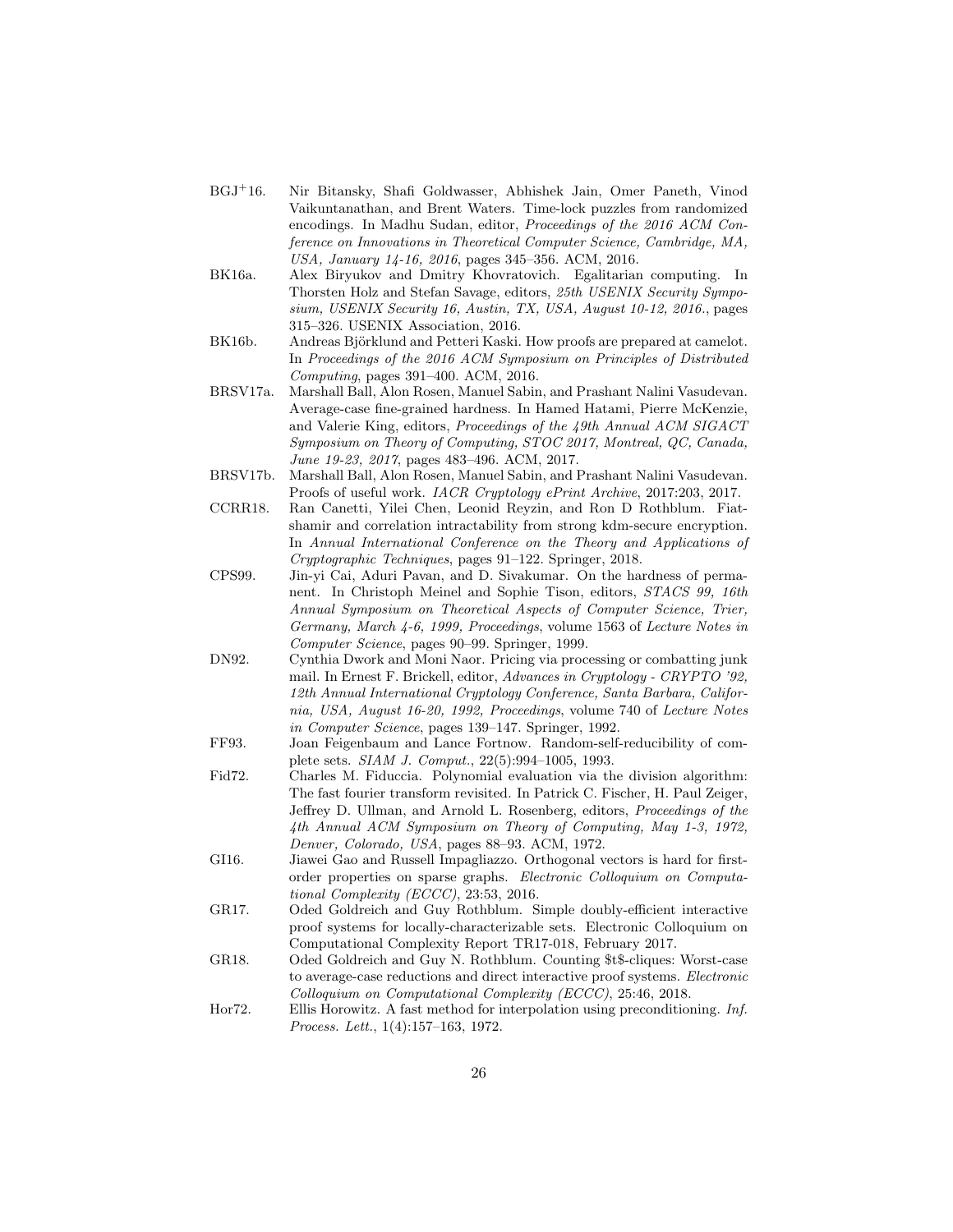BGJ+16. Nir Bitansky, Shafi Goldwasser, Abhishek Jain, Omer Paneth, Vinod Vaikuntanathan, and Brent Waters. Time-lock puzzles from randomized encodings. In Madhu Sudan, editor, *Proceedings of the 2016 ACM Conference on Innovations in Theoretical Computer Science, Cambridge, MA, USA, January 14-16, 2016*, pages 345–356. ACM, 2016.

BK16a. Alex Biryukov and Dmitry Khovratovich. Egalitarian computing. In Thorsten Holz and Stefan Savage, editors, *25th USENIX Security Symposium, USENIX Security 16, Austin, TX, USA, August 10-12, 2016.*, pages 315–326. USENIX Association, 2016.

BK16b. Andreas Björklund and Petteri Kaski. How proofs are prepared at camelot. In *Proceedings of the 2016 ACM Symposium on Principles of Distributed Computing*, pages 391–400. ACM, 2016.

BRSV17a. Marshall Ball, Alon Rosen, Manuel Sabin, and Prashant Nalini Vasudevan. Average-case fine-grained hardness. In Hamed Hatami, Pierre McKenzie, and Valerie King, editors, *Proceedings of the 49th Annual ACM SIGACT Symposium on Theory of Computing, STOC 2017, Montreal, QC, Canada, June 19-23, 2017*, pages 483–496. ACM, 2017.

BRSV17b. Marshall Ball, Alon Rosen, Manuel Sabin, and Prashant Nalini Vasudevan. Proofs of useful work. *IACR Cryptology ePrint Archive*, 2017:203, 2017.

CCRR18. Ran Canetti, Yilei Chen, Leonid Reyzin, and Ron D Rothblum. Fiat-shamir and correlation intractability from strong kdm-secure encryption. In *Annual International Conference on the Theory and Applications of Cryptographic Techniques*, pages 91–122. Springer, 2018.

CPS99. Jin-yi Cai, Aduri Pavan, and D. Sivakumar. On the hardness of permanent. In Christoph Meinel and Sophie Tison, editors, *STACS 99, 16th Annual Symposium on Theoretical Aspects of Computer Science, Trier, Germany, March 4-6, 1999, Proceedings*, volume 1563 of *Lecture Notes in Computer Science*, pages 90–99. Springer, 1999.

DN92. Cynthia Dwork and Moni Naor. Pricing via processing or combatting junk mail. In Ernest F. Brickell, editor, *Advances in Cryptology - CRYPTO '92, 12th Annual International Cryptology Conference, Santa Barbara, California, USA, August 16-20, 1992, Proceedings*, volume 740 of *Lecture Notes in Computer Science*, pages 139–147. Springer, 1992.

FF93. Joan Feigenbaum and Lance Fortnow. Random-self-reducibility of complete sets. *SIAM J. Comput.*, 22(5):994–1005, 1993.

Fid72. Charles M. Fiduccia. Polynomial evaluation via the division algorithm: The fast fourier transform revisited. In Patrick C. Fischer, H. Paul Zeiger, Jeffrey D. Ullman, and Arnold L. Rosenberg, editors, *Proceedings of the 4th Annual ACM Symposium on Theory of Computing, May 1-3, 1972, Denver, Colorado, USA*, pages 88–93. ACM, 1972.

GI16. Jiawei Gao and Russell Impagliazzo. Orthogonal vectors is hard for first-order properties on sparse graphs. *Electronic Colloquium on Computational Complexity (ECCC)*, 23:53, 2016.

GR17. Oded Goldreich and Guy Rothblum. Simple doubly-efficient interactive proof systems for locally-characterizable sets. Electronic Colloquium on Computational Complexity Report TR17-018, February 2017.

GR18. Oded Goldreich and Guy N. Rothblum. Counting $t$-cliques: Worst-case to average-case reductions and direct interactive proof systems. *Electronic Colloquium on Computational Complexity (ECCC)*, 25:46, 2018.

Hor72. Ellis Horowitz. A fast method for interpolation using preconditioning. *Inf. Process. Lett.*, 1(4):157–163, 1972.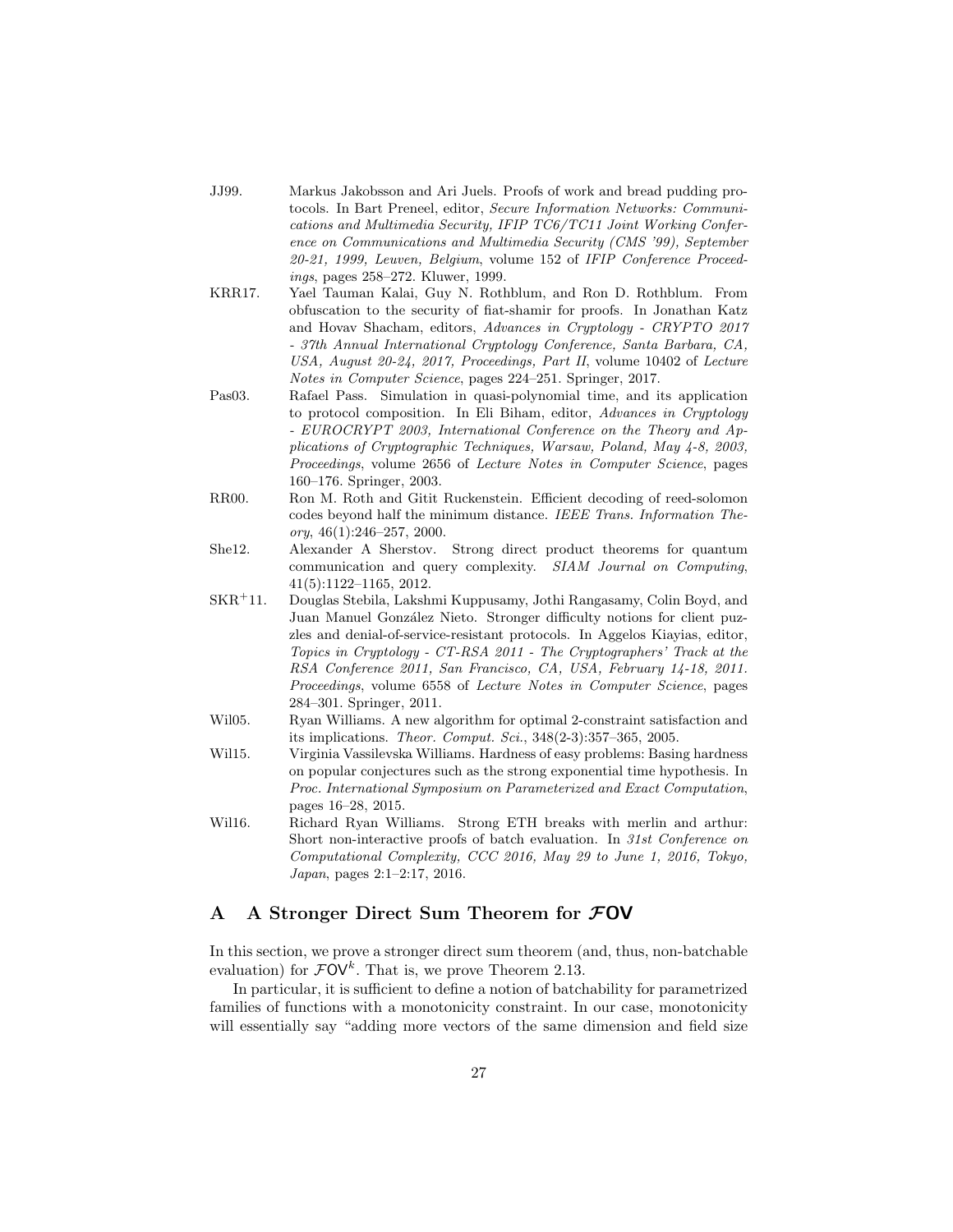JJ99. Markus Jakobsson and Ari Juels. Proofs of work and bread pudding protocols. In Bart Preneel, editor, *Secure Information Networks: Communications and Multimedia Security, IFIP TC6/TC11 Joint Working Conference on Communications and Multimedia Security (CMS '99), September 20-21, 1999, Leuven, Belgium*, volume 152 of *IFIP Conference Proceedings*, pages 258–272. Kluwer, 1999.

KRR17. Yael Tauman Kalai, Guy N. Rothblum, and Ron D. Rothblum. From obfuscation to the security of fiat-shamir for proofs. In Jonathan Katz and Hovav Shacham, editors, *Advances in Cryptology - CRYPTO 2017 - 37th Annual International Cryptology Conference, Santa Barbara, CA, USA, August 20-24, 2017, Proceedings, Part II*, volume 10402 of *Lecture Notes in Computer Science*, pages 224–251. Springer, 2017.

Pas03. Rafael Pass. Simulation in quasi-polynomial time, and its application to protocol composition. In Eli Biham, editor, *Advances in Cryptology - EUROCRYPT 2003, International Conference on the Theory and Applications of Cryptographic Techniques, Warsaw, Poland, May 4-8, 2003, Proceedings*, volume 2656 of *Lecture Notes in Computer Science*, pages 160–176. Springer, 2003.

RR00. Ron M. Roth and Gitit Ruckenstein. Efficient decoding of reed-solomon codes beyond half the minimum distance. *IEEE Trans. Information Theory*, 46(1):246–257, 2000.

She12. Alexander A Sherstov. Strong direct product theorems for quantum communication and query complexity. *SIAM Journal on Computing*, 41(5):1122–1165, 2012.

SKR+11. Douglas Stebila, Lakshmi Kuppusamy, Jothi Rangasamy, Colin Boyd, and Juan Manuel González Nieto. Stronger difficulty notions for client puzzles and denial-of-service-resistant protocols. In Aggelos Kiayias, editor, *Topics in Cryptology - CT-RSA 2011 - The Cryptographers' Track at the RSA Conference 2011, San Francisco, CA, USA, February 14-18, 2011. Proceedings*, volume 6558 of *Lecture Notes in Computer Science*, pages 284–301. Springer, 2011.

Wil05. Ryan Williams. A new algorithm for optimal 2-constraint satisfaction and its implications. *Theor. Comput. Sci.*, 348(2-3):357–365, 2005.

Wil15. Virginia Vassilevska Williams. Hardness of easy problems: Basing hardness on popular conjectures such as the strong exponential time hypothesis. In *Proc. International Symposium on Parameterized and Exact Computation*, pages 16–28, 2015.

Wil16. Richard Ryan Williams. Strong ETH breaks with merlin and arthur: Short non-interactive proofs of batch evaluation. In *31st Conference on Computational Complexity, CCC 2016, May 29 to June 1, 2016, Tokyo, Japan*, pages 2:1–2:17, 2016.

## A A Stronger Direct Sum Theorem for $\mathcal{F}\mathsf{OV}$

In this section, we prove a stronger direct sum theorem (and, thus, non-batchable evaluation) for $\mathcal{F}\mathsf{OV}^k$. That is, we prove Theorem 2.13.

In particular, it is sufficient to define a notion of batchability for parametrized families of functions with a monotonicity constraint. In our case, monotonicity will essentially say "adding more vectors of the same dimension and field size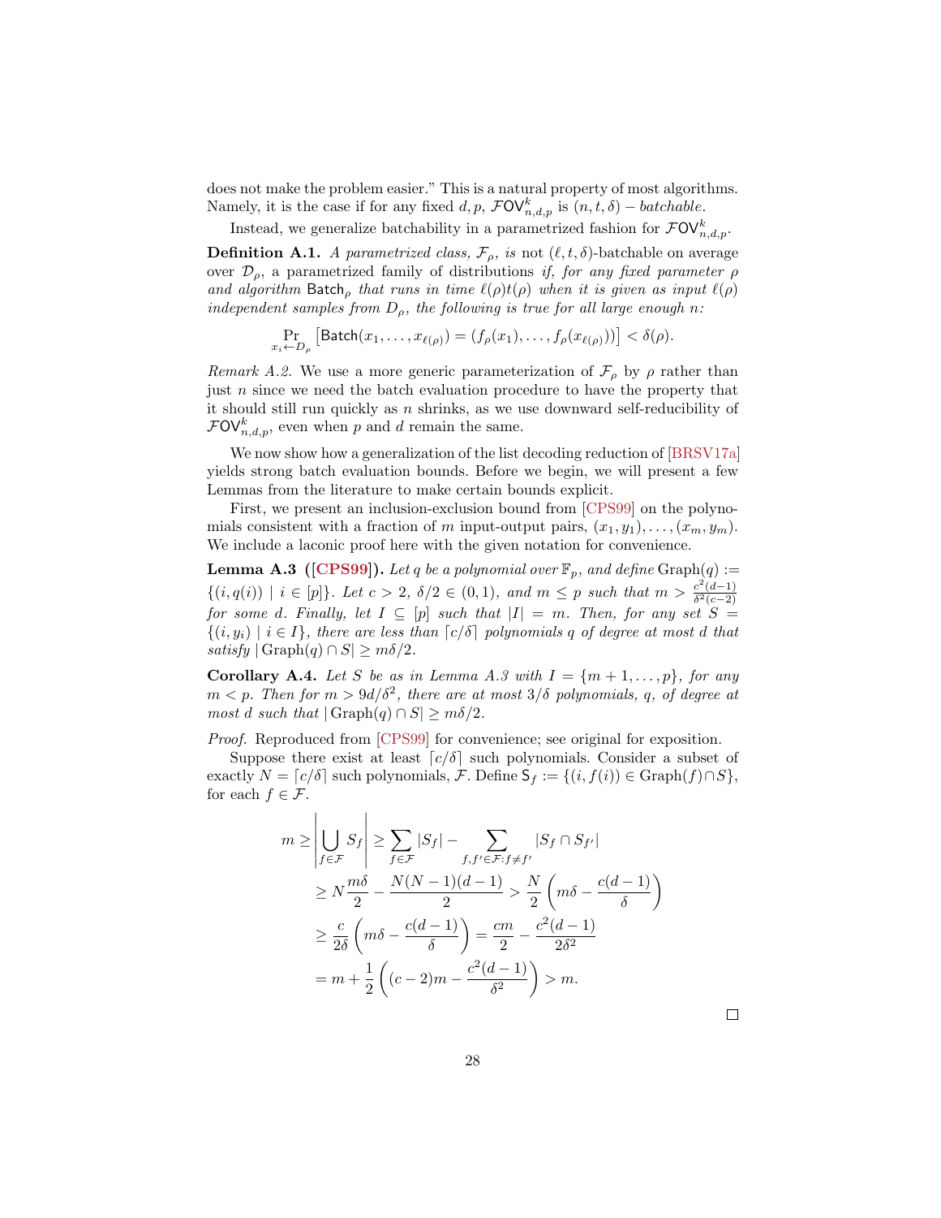does not make the problem easier." This is a natural property of most algorithms. Namely, it is the case if for any fixed $d, p$, $\mathcal{F}\mathsf{OV}^k_{n,d,p}$ is $(n, t, \delta) - batchable$.

Instead, we generalize batchability in a parametrized fashion for $\mathcal{F}\mathsf{OV}^k_{n,d,p}$.

**Definition A.1.** *A parametrized class, $\mathcal{F}_\rho$, is* not *$(\ell, t, \delta)$-batchable on average over $\mathcal{D}_\rho$, a parametrized family of distributions if, for any fixed parameter $\rho$ and algorithm $\mathsf{Batch}_\rho$ that runs in time $\ell(\rho)t(\rho)$ when it is given as input $\ell(\rho)$ independent samples from $D_\rho$, the following is true for all large enough $n$:*

$$\Pr_{x_i \leftarrow D_\rho}\left[\mathsf{Batch}(x_1, \ldots, x_{\ell(\rho)}) = (f_\rho(x_1), \ldots, f_\rho(x_{\ell(\rho)}))\right] < \delta(\rho).$$

*Remark A.2.* We use a more generic parameterization of $\mathcal{F}_\rho$ by $\rho$ rather than just $n$ since we need the batch evaluation procedure to have the property that it should still run quickly as $n$ shrinks, as we use downward self-reducibility of $\mathcal{F}\mathsf{OV}^k_{n,d,p}$, even when $p$ and $d$ remain the same.

We now show how a generalization of the list decoding reduction of [BRSV17a] yields strong batch evaluation bounds. Before we begin, we will present a few Lemmas from the literature to make certain bounds explicit.

First, we present an inclusion-exclusion bound from [CPS99] on the polynomials consistent with a fraction of $m$ input-output pairs, $(x_1, y_1), \ldots, (x_m, y_m)$. We include a laconic proof here with the given notation for convenience.

**Lemma A.3 ([CPS99]).** *Let $q$ be a polynomial over $\mathbb{F}_p$, and define $\mathrm{Graph}(q) := \{(i, q(i)) \mid i \in [p]\}$. Let $c > 2$, $\delta/2 \in (0,1)$, and $m \le p$ such that $m > \frac{c^2(d-1)}{\delta^2(c-2)}$ for some $d$. Finally, let $I \subseteq [p]$ such that $|I| = m$. Then, for any set $S = \{(i, y_i) \mid i \in I\}$, there are less than $\lceil c/\delta \rceil$ polynomials $q$ of degree at most $d$ that satisfy $|\mathrm{Graph}(q) \cap S| \ge m\delta/2$.*

**Corollary A.4.** *Let $S$ be as in Lemma A.3 with $I = \{m+1, \ldots, p\}$, for any $m < p$. Then for $m > 9d/\delta^2$, there are at most $3/\delta$ polynomials, $q$, of degree at most $d$ such that $|\mathrm{Graph}(q) \cap S| \ge m\delta/2$.*

*Proof.* Reproduced from [CPS99] for convenience; see original for exposition.

Suppose there exist at least $\lceil c/\delta \rceil$ such polynomials. Consider a subset of exactly $N = \lceil c/\delta \rceil$ such polynomials, $\mathcal{F}$. Define $\mathsf{S}_f := \{(i, f(i)) \in \mathrm{Graph}(f) \cap S\}$, for each $f \in \mathcal{F}$.

$$\begin{aligned}
m \ge \left|\bigcup_{f \in \mathcal{F}} S_f\right| &\ge \sum_{f \in \mathcal{F}} |S_f| - \sum_{f, f' \in \mathcal{F} : f \ne f'} |S_f \cap S_{f'}| \\
&\ge N\frac{m\delta}{2} - \frac{N(N-1)(d-1)}{2} > \frac{N}{2}\left(m\delta - \frac{c(d-1)}{\delta}\right) \\
&\ge \frac{c}{2\delta}\left(m\delta - \frac{c(d-1)}{\delta}\right) = \frac{cm}{2} - \frac{c^2(d-1)}{2\delta^2} \\
&= m + \frac{1}{2}\left((c-2)m - \frac{c^2(d-1)}{\delta^2}\right) > m.
\end{aligned}$$

$\square$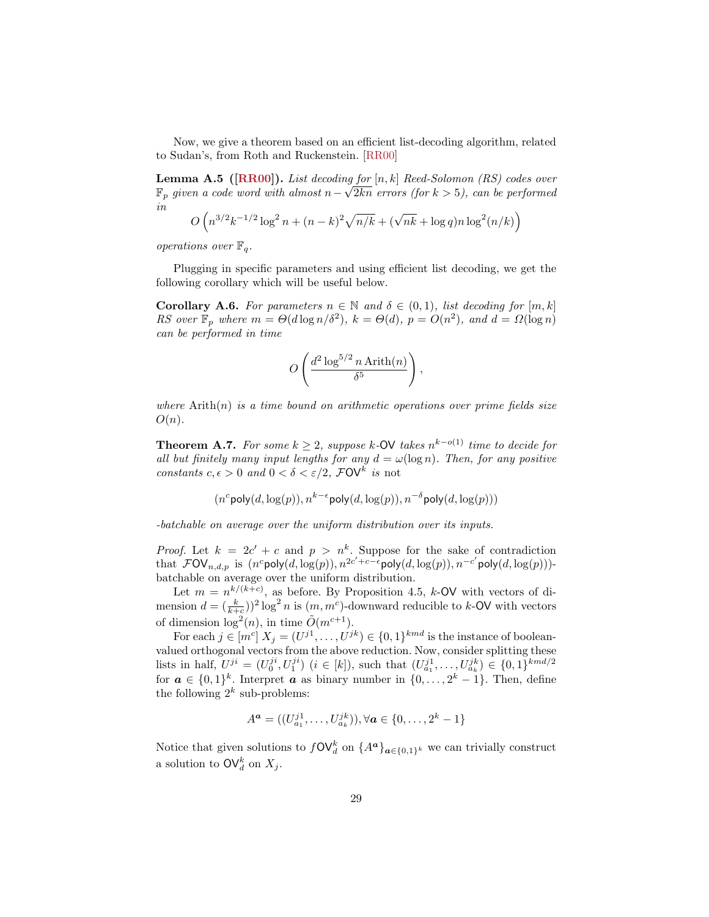Now, we give a theorem based on an efficient list-decoding algorithm, related to Sudan's, from Roth and Ruckenstein. [RR00]

**Lemma A.5 ([RR00]).** *List decoding for $[n, k]$ Reed-Solomon (RS) codes over $\mathbb{F}_p$ given a code word with almost $n - \sqrt{2kn}$ errors (for $k > 5$), can be performed in*

$$O\left(n^{3/2}k^{-1/2}\log^2 n + (n-k)^2\sqrt{n/k} + (\sqrt{nk} + \log q)n\log^2(n/k)\right)$$

*operations over $\mathbb{F}_q$.*

Plugging in specific parameters and using efficient list decoding, we get the following corollary which will be useful below.

**Corollary A.6.** *For parameters $n \in \mathbb{N}$ and $\delta \in (0, 1)$, list decoding for $[m, k]$ RS over $\mathbb{F}_p$ where $m = \Theta(d \log n/\delta^2)$, $k = \Theta(d)$, $p = O(n^2)$, and $d = \Omega(\log n)$ can be performed in time*

$$O\left(\frac{d^2 \log^{5/2} n \operatorname{Arith}(n)}{\delta^5}\right),$$

*where $\operatorname{Arith}(n)$ is a time bound on arithmetic operations over prime fields size $O(n)$.*

**Theorem A.7.** *For some $k \geq 2$, suppose $k$-$\mathsf{OV}$ takes $n^{k-o(1)}$ time to decide for all but finitely many input lengths for any $d = \omega(\log n)$. Then, for any positive constants $c, \epsilon > 0$ and $0 < \delta < \varepsilon/2$, $\mathcal{F}\mathsf{OV}^k$ is* not

$$(n^c \mathsf{poly}(d, \log(p)), n^{k-\epsilon}\mathsf{poly}(d, \log(p)), n^{-\delta}\mathsf{poly}(d, \log(p)))$$

*-batchable on average over the uniform distribution over its inputs.*

*Proof.* Let $k = 2c' + c$ and $p > n^k$. Suppose for the sake of contradiction that $\mathcal{F}\mathsf{OV}_{n,d,p}$ is $(n^c\mathsf{poly}(d, \log(p)), n^{2c'+c-\epsilon}\mathsf{poly}(d, \log(p)), n^{-c'}\mathsf{poly}(d, \log(p)))$-batchable on average over the uniform distribution.

Let $m = n^{k/(k+c)}$, as before. By Proposition 4.5, $k$-$\mathsf{OV}$ with vectors of dimension $d = (\frac{k}{k+c}))^2 \log^2 n$ is $(m, m^c)$-downward reducible to $k$-$\mathsf{OV}$ with vectors of dimension $\log^2(n)$, in time $\tilde{O}(m^{c+1})$.

For each $j \in [m^c]$ $X_j = (U^{j1}, \ldots, U^{jk}) \in \{0, 1\}^{kmd}$ is the instance of boolean-valued orthogonal vectors from the above reduction. Now, consider splitting these lists in half, $U^{ji} = (U_0^{ji}, U_1^{ji})$ ($i \in [k]$), such that $(U_{a_1}^{j1}, \ldots, U_{a_k}^{jk}) \in \{0, 1\}^{kmd/2}$ for $\boldsymbol{a} \in \{0, 1\}^k$. Interpret $\boldsymbol{a}$ as binary number in $\{0, \ldots, 2^k - 1\}$. Then, define the following $2^k$ sub-problems:

$$A^{\boldsymbol{a}} = ((U_{a_1}^{j1}, \ldots, U_{a_k}^{jk})), \forall \boldsymbol{a} \in \{0, \ldots, 2^k - 1\}$$

Notice that given solutions to $f\mathsf{OV}_d^k$ on $\{A^{\boldsymbol{a}}\}_{\boldsymbol{a} \in \{0,1\}^k}$ we can trivially construct a solution to $\mathsf{OV}_d^k$ on $X_j$.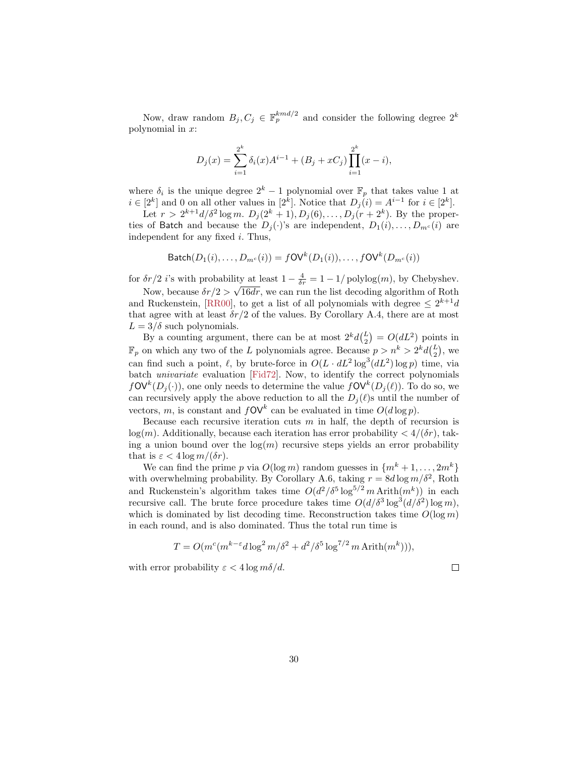Now, draw random $B_j, C_j \in \mathbb{F}_p^{kmd/2}$ and consider the following degree $2^k$ polynomial in $x$:

$$D_j(x) = \sum_{i=1}^{2^k} \delta_i(x) A^{i-1} + (B_j + xC_j) \prod_{i=1}^{2^k} (x - i),$$

where $\delta_i$ is the unique degree $2^k - 1$ polynomial over $\mathbb{F}_p$ that takes value 1 at $i \in [2^k]$ and 0 on all other values in $[2^k]$. Notice that $D_j(i) = A^{i-1}$ for $i \in [2^k]$.

Let $r > 2^{k+1}d/\delta^2 \log m$. $D_j(2^k + 1), D_j(6), \ldots, D_j(r + 2^k)$. By the properties of $\mathsf{Batch}$ and because the $D_j(\cdot)$'s are independent, $D_1(i), \ldots, D_{m^c}(i)$ are independent for any fixed $i$. Thus,

$$\mathsf{Batch}(D_1(i), \ldots, D_{m^c}(i)) = f\mathsf{OV}^k(D_1(i)), \ldots, f\mathsf{OV}^k(D_{m^c}(i))$$

for $\delta r/2$ $i$'s with probability at least $1 - \frac{4}{\delta r} = 1 - 1/\operatorname{polylog}(m)$, by Chebyshev.

Now, because $\delta r/2 > \sqrt{16dr}$, we can run the list decoding algorithm of Roth and Ruckenstein, [RR00], to get a list of all polynomials with degree $\leq 2^{k+1}d$ that agree with at least $\delta r/2$ of the values. By Corollary A.4, there are at most $L = 3/\delta$ such polynomials.

By a counting argument, there can be at most $2^k d\binom{L}{2} = O(dL^2)$ points in $\mathbb{F}_p$ on which any two of the $L$ polynomials agree. Because $p > n^k > 2^k d\binom{L}{2}$, we can find such a point, $\ell$, by brute-force in $O(L \cdot dL^2 \log^3(dL^2) \log p)$ time, via batch *univariate* evaluation [Fid72]. Now, to identify the correct polynomials $f\mathsf{OV}^k(D_j(\cdot))$, one only needs to determine the value $f\mathsf{OV}^k(D_j(\ell))$. To do so, we can recursively apply the above reduction to all the $D_j(\ell)$s until the number of vectors, $m$, is constant and $f\mathsf{OV}^k$ can be evaluated in time $O(d \log p)$.

Because each recursive iteration cuts $m$ in half, the depth of recursion is $\log(m)$. Additionally, because each iteration has error probability $< 4/(\delta r)$, taking a union bound over the $\log(m)$ recursive steps yields an error probability that is $\varepsilon < 4 \log m/(\delta r)$.

We can find the prime $p$ via $O(\log m)$ random guesses in $\{m^k + 1, \ldots, 2m^k\}$ with overwhelming probability. By Corollary A.6, taking $r = 8d \log m/\delta^2$, Roth and Ruckenstein's algorithm takes time $O(d^2/\delta^5 \log^{5/2} m \operatorname{Arith}(m^k))$ in each recursive call. The brute force procedure takes time $O(d/\delta^3 \log^3(d/\delta^2) \log m)$, which is dominated by list decoding time. Reconstruction takes time $O(\log m)$ in each round, and is also dominated. Thus the total run time is

$$T = O(m^c(m^{k-\varepsilon} d \log^2 m/\delta^2 + d^2/\delta^5 \log^{7/2} m \operatorname{Arith}(m^k))),$$

with error probability $\varepsilon < 4 \log m\delta/d$. $\square$